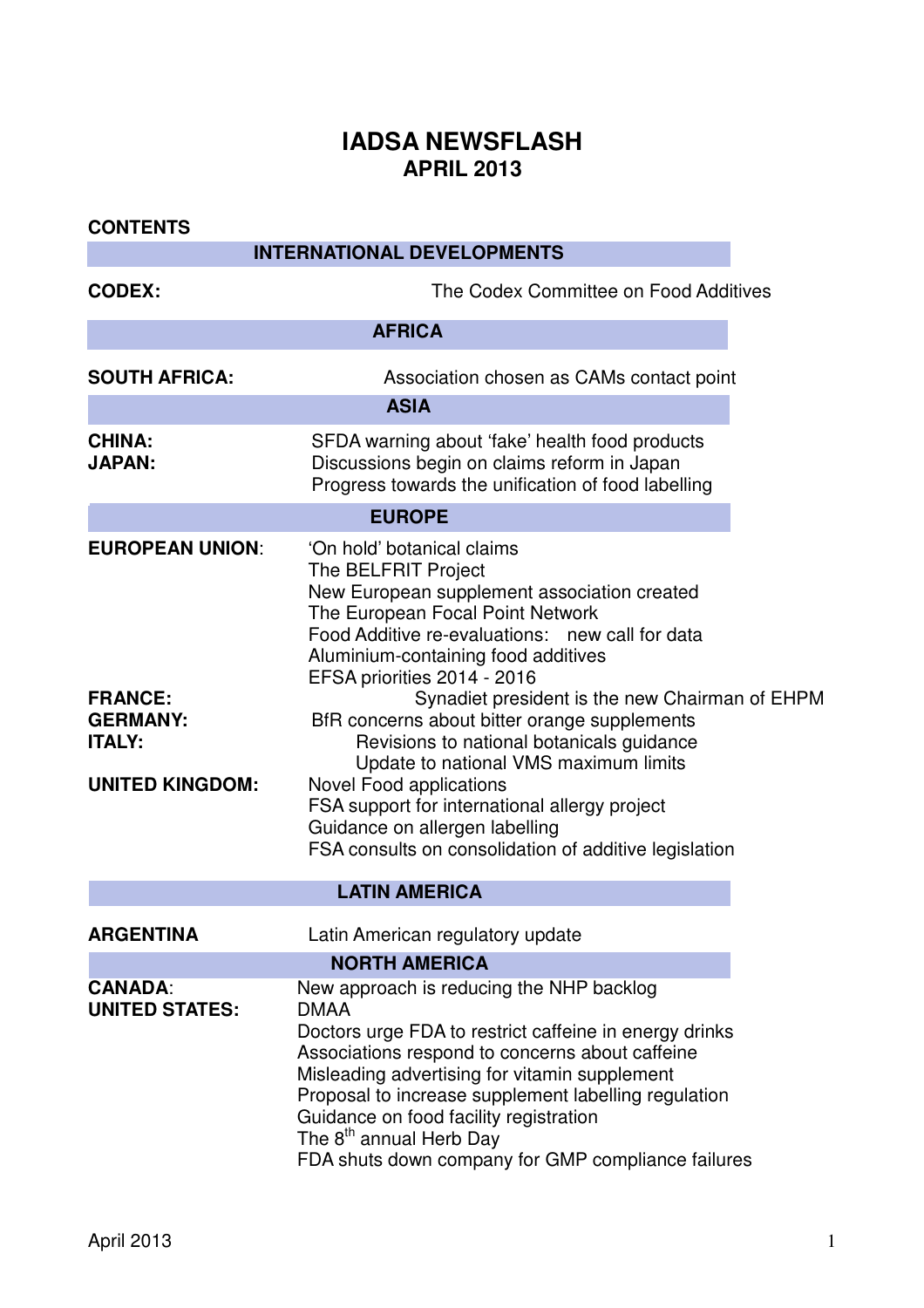# IADSA NEWSFLASH
## APRIL 2013

**CONTENTS**

| | |
|---|---|
| | **INTERNATIONAL DEVELOPMENTS** |
| **CODEX:** | The Codex Committee on Food Additives |
| | **AFRICA** |
| **SOUTH AFRICA:** | Association chosen as CAMs contact point |
| | **ASIA** |
| **CHINA:** | SFDA warning about 'fake' health food products |
| **JAPAN:** | Discussions begin on claims reform in Japan<br>Progress towards the unification of food labelling |
| | **EUROPE** |
| **EUROPEAN UNION:** | 'On hold' botanical claims<br>The BELFRIT Project<br>New European supplement association created<br>The European Focal Point Network<br>Food Additive re-evaluations: new call for data<br>Aluminium-containing food additives<br>EFSA priorities 2014 - 2016 |
| **FRANCE:** | Synadiet president is the new Chairman of EHPM |
| **GERMANY:** | BfR concerns about bitter orange supplements |
| **ITALY:** | Revisions to national botanicals guidance<br>Update to national VMS maximum limits |
| **UNITED KINGDOM:** | Novel Food applications<br>FSA support for international allergy project<br>Guidance on allergen labelling<br>FSA consults on consolidation of additive legislation |
| | **LATIN AMERICA** |
| **ARGENTINA** | Latin American regulatory update |
| | **NORTH AMERICA** |
| **CANADA:** | New approach is reducing the NHP backlog |
| **UNITED STATES:** | DMAA<br>Doctors urge FDA to restrict caffeine in energy drinks<br>Associations respond to concerns about caffeine<br>Misleading advertising for vitamin supplement<br>Proposal to increase supplement labelling regulation<br>Guidance on food facility registration<br>The 8th annual Herb Day<br>FDA shuts down company for GMP compliance failures |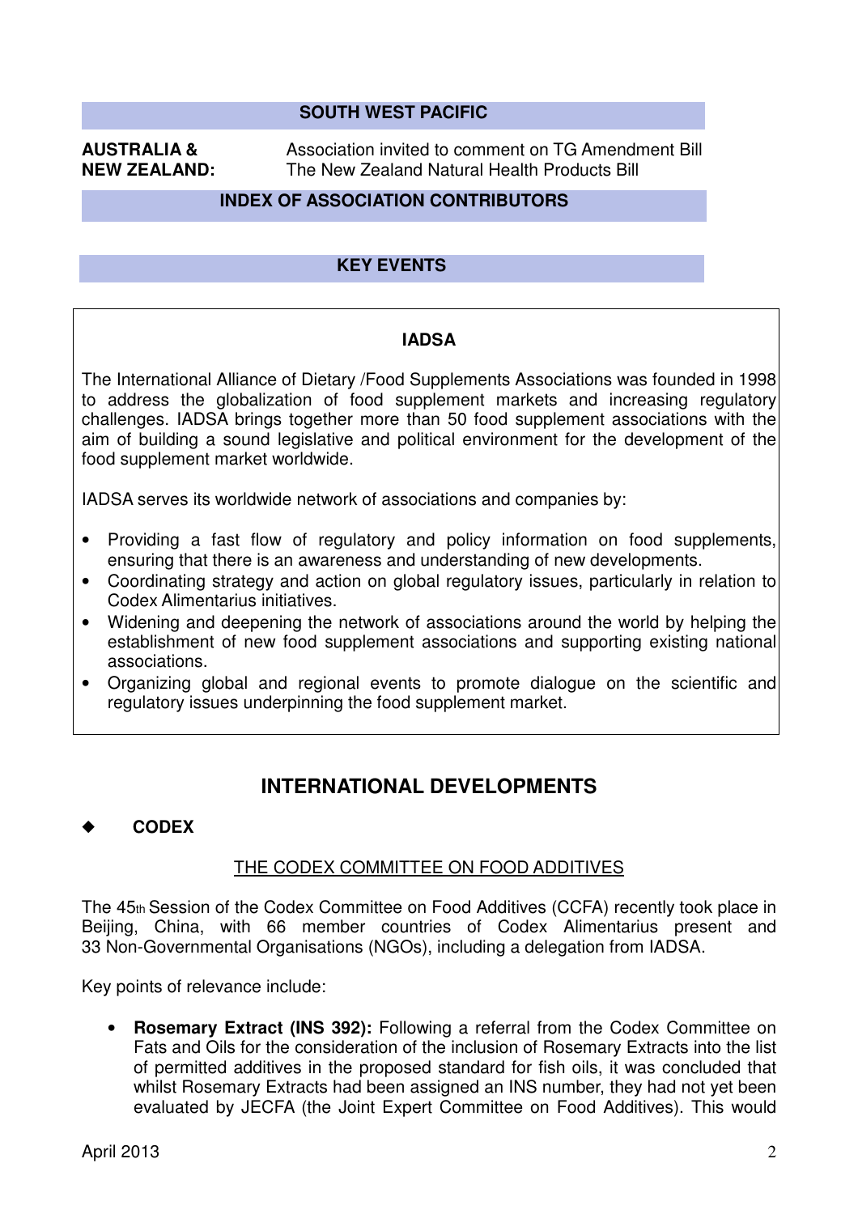## SOUTH WEST PACIFIC

**AUSTRALIA & NEW ZEALAND:** Association invited to comment on TG Amendment Bill
The New Zealand Natural Health Products Bill

## INDEX OF ASSOCIATION CONTRIBUTORS

## KEY EVENTS

### IADSA

The International Alliance of Dietary /Food Supplements Associations was founded in 1998 to address the globalization of food supplement markets and increasing regulatory challenges. IADSA brings together more than 50 food supplement associations with the aim of building a sound legislative and political environment for the development of the food supplement market worldwide.

IADSA serves its worldwide network of associations and companies by:

- Providing a fast flow of regulatory and policy information on food supplements, ensuring that there is an awareness and understanding of new developments.
- Coordinating strategy and action on global regulatory issues, particularly in relation to Codex Alimentarius initiatives.
- Widening and deepening the network of associations around the world by helping the establishment of new food supplement associations and supporting existing national associations.
- Organizing global and regional events to promote dialogue on the scientific and regulatory issues underpinning the food supplement market.

# INTERNATIONAL DEVELOPMENTS

## ◆ CODEX

### THE CODEX COMMITTEE ON FOOD ADDITIVES

The 45th Session of the Codex Committee on Food Additives (CCFA) recently took place in Beijing, China, with 66 member countries of Codex Alimentarius present and 33 Non-Governmental Organisations (NGOs), including a delegation from IADSA.

Key points of relevance include:

- **Rosemary Extract (INS 392):** Following a referral from the Codex Committee on Fats and Oils for the consideration of the inclusion of Rosemary Extracts into the list of permitted additives in the proposed standard for fish oils, it was concluded that whilst Rosemary Extracts had been assigned an INS number, they had not yet been evaluated by JECFA (the Joint Expert Committee on Food Additives). This would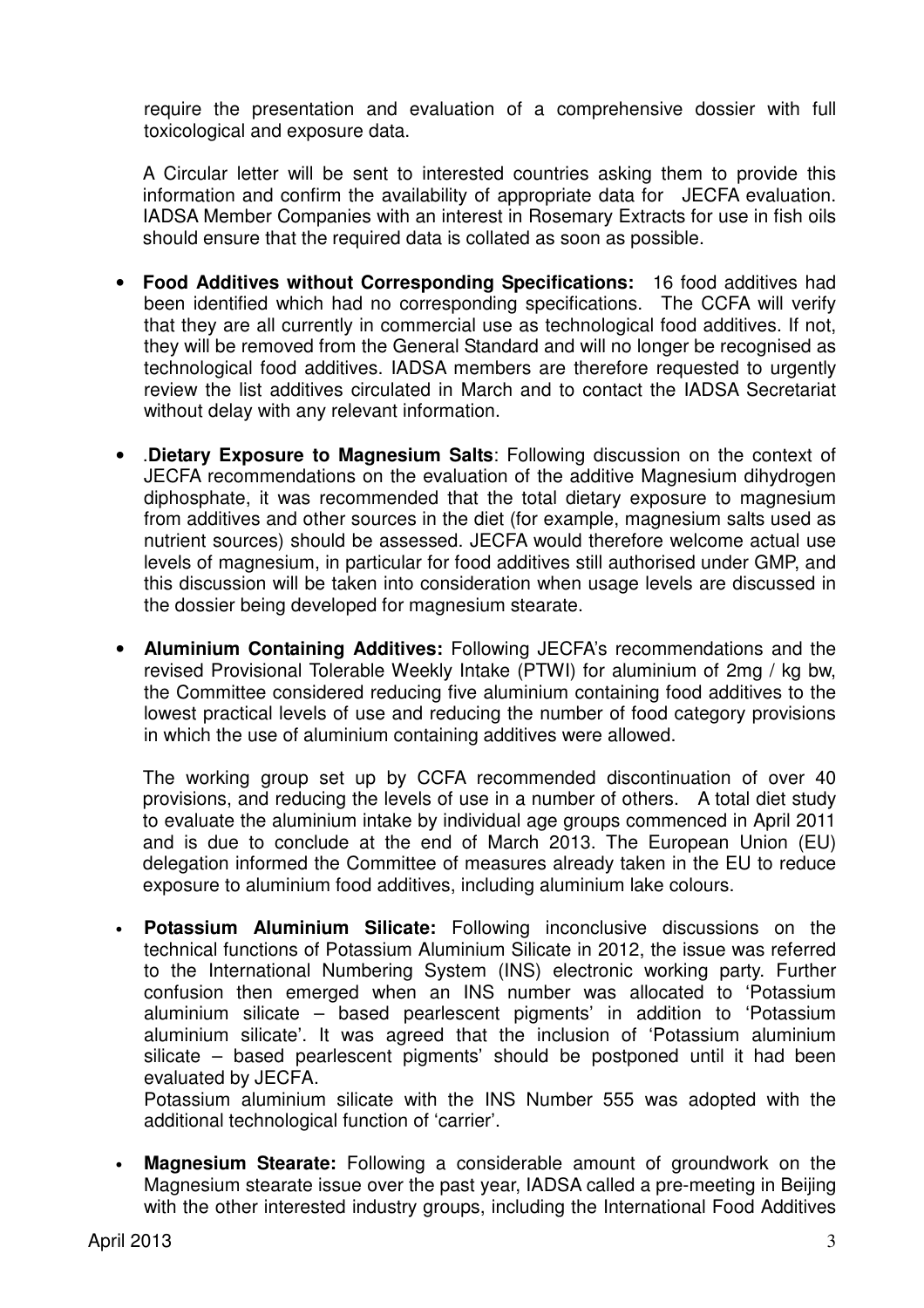require the presentation and evaluation of a comprehensive dossier with full toxicological and exposure data.

A Circular letter will be sent to interested countries asking them to provide this information and confirm the availability of appropriate data for JECFA evaluation. IADSA Member Companies with an interest in Rosemary Extracts for use in fish oils should ensure that the required data is collated as soon as possible.

- **Food Additives without Corresponding Specifications:** 16 food additives had been identified which had no corresponding specifications. The CCFA will verify that they are all currently in commercial use as technological food additives. If not, they will be removed from the General Standard and will no longer be recognised as technological food additives. IADSA members are therefore requested to urgently review the list additives circulated in March and to contact the IADSA Secretariat without delay with any relevant information.

- .**Dietary Exposure to Magnesium Salts**: Following discussion on the context of JECFA recommendations on the evaluation of the additive Magnesium dihydrogen diphosphate, it was recommended that the total dietary exposure to magnesium from additives and other sources in the diet (for example, magnesium salts used as nutrient sources) should be assessed. JECFA would therefore welcome actual use levels of magnesium, in particular for food additives still authorised under GMP, and this discussion will be taken into consideration when usage levels are discussed in the dossier being developed for magnesium stearate.

- **Aluminium Containing Additives:** Following JECFA's recommendations and the revised Provisional Tolerable Weekly Intake (PTWI) for aluminium of 2mg / kg bw, the Committee considered reducing five aluminium containing food additives to the lowest practical levels of use and reducing the number of food category provisions in which the use of aluminium containing additives were allowed.

  The working group set up by CCFA recommended discontinuation of over 40 provisions, and reducing the levels of use in a number of others. A total diet study to evaluate the aluminium intake by individual age groups commenced in April 2011 and is due to conclude at the end of March 2013. The European Union (EU) delegation informed the Committee of measures already taken in the EU to reduce exposure to aluminium food additives, including aluminium lake colours.

- **Potassium Aluminium Silicate:** Following inconclusive discussions on the technical functions of Potassium Aluminium Silicate in 2012, the issue was referred to the International Numbering System (INS) electronic working party. Further confusion then emerged when an INS number was allocated to 'Potassium aluminium silicate – based pearlescent pigments' in addition to 'Potassium aluminium silicate'. It was agreed that the inclusion of 'Potassium aluminium silicate – based pearlescent pigments' should be postponed until it had been evaluated by JECFA.

  Potassium aluminium silicate with the INS Number 555 was adopted with the additional technological function of 'carrier'.

- **Magnesium Stearate:** Following a considerable amount of groundwork on the Magnesium stearate issue over the past year, IADSA called a pre-meeting in Beijing with the other interested industry groups, including the International Food Additives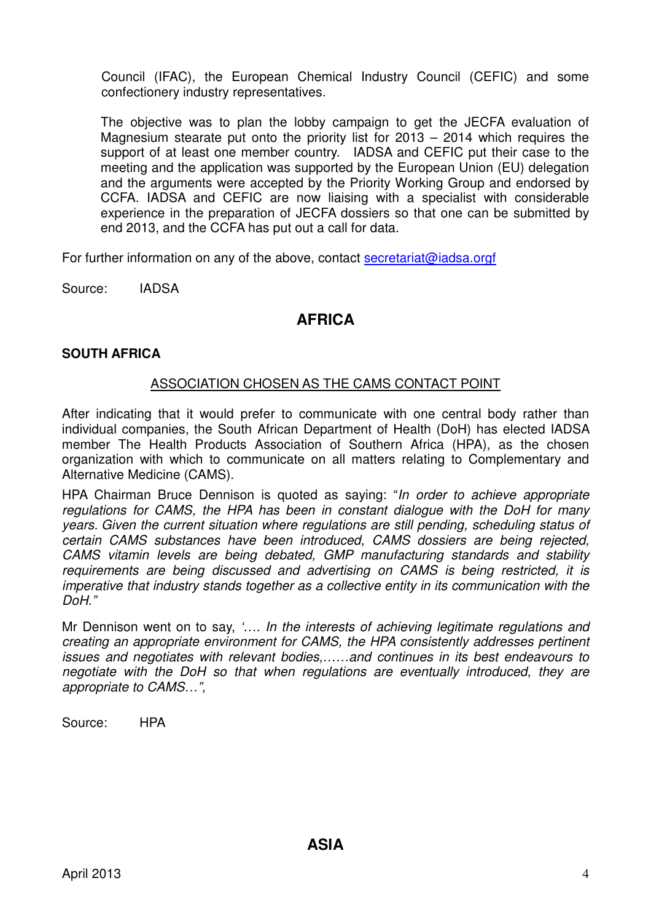Council (IFAC), the European Chemical Industry Council (CEFIC) and some confectionery industry representatives.

The objective was to plan the lobby campaign to get the JECFA evaluation of Magnesium stearate put onto the priority list for 2013 – 2014 which requires the support of at least one member country. IADSA and CEFIC put their case to the meeting and the application was supported by the European Union (EU) delegation and the arguments were accepted by the Priority Working Group and endorsed by CCFA. IADSA and CEFIC are now liaising with a specialist with considerable experience in the preparation of JECFA dossiers so that one can be submitted by end 2013, and the CCFA has put out a call for data.

For further information on any of the above, contact secretariat@iadsa.orgf

Source: IADSA

## AFRICA

### SOUTH AFRICA

#### ASSOCIATION CHOSEN AS THE CAMS CONTACT POINT

After indicating that it would prefer to communicate with one central body rather than individual companies, the South African Department of Health (DoH) has elected IADSA member The Health Products Association of Southern Africa (HPA), as the chosen organization with which to communicate on all matters relating to Complementary and Alternative Medicine (CAMS).

HPA Chairman Bruce Dennison is quoted as saying: "*In order to achieve appropriate regulations for CAMS, the HPA has been in constant dialogue with the DoH for many years. Given the current situation where regulations are still pending, scheduling status of certain CAMS substances have been introduced, CAMS dossiers are being rejected, CAMS vitamin levels are being debated, GMP manufacturing standards and stability requirements are being discussed and advertising on CAMS is being restricted, it is imperative that industry stands together as a collective entity in its communication with the DoH.*"

Mr Dennison went on to say, *'…. In the interests of achieving legitimate regulations and creating an appropriate environment for CAMS, the HPA consistently addresses pertinent issues and negotiates with relevant bodies,……and continues in its best endeavours to negotiate with the DoH so that when regulations are eventually introduced, they are appropriate to CAMS…",*

Source: HPA

## ASIA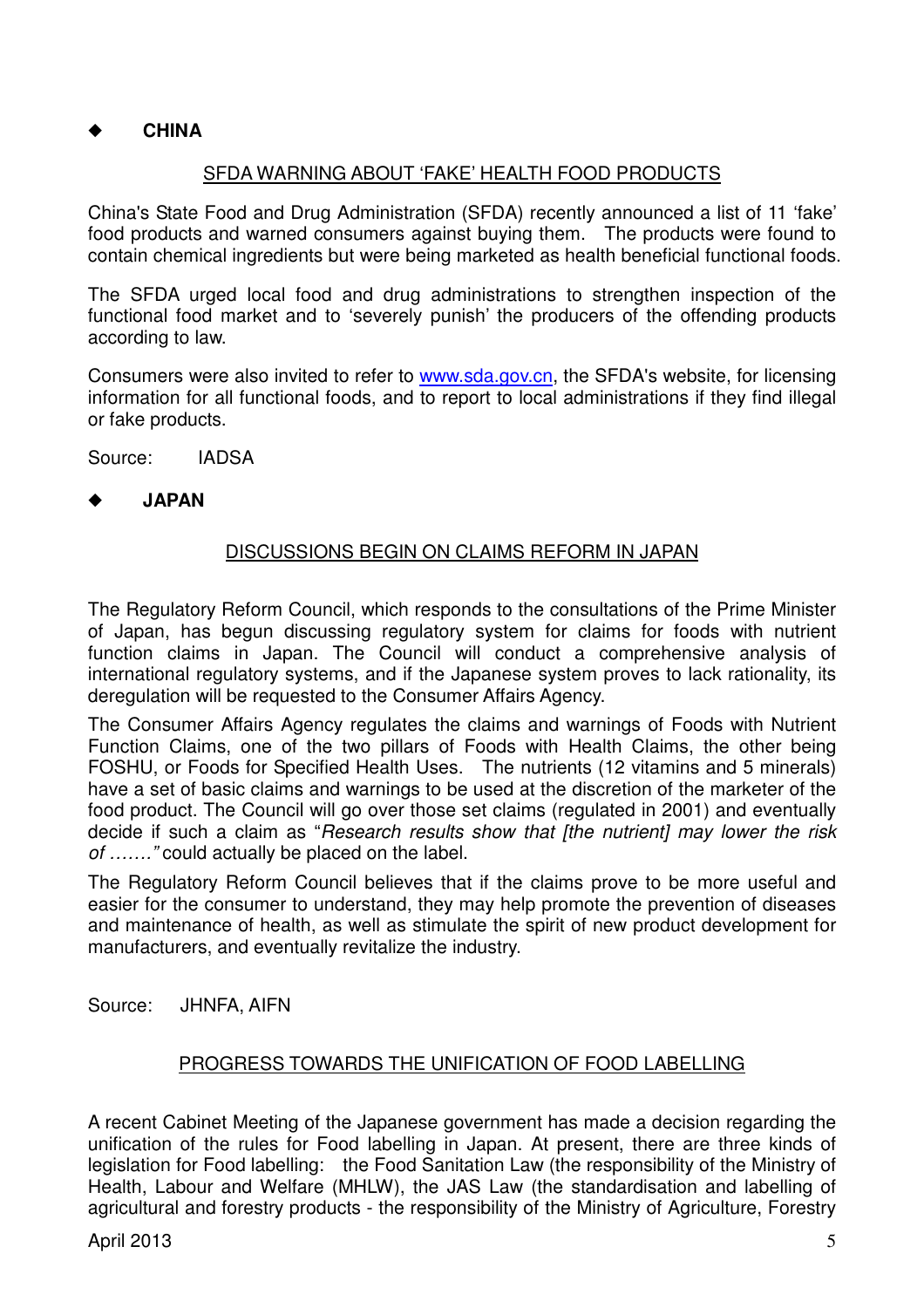## ◆ CHINA

### SFDA WARNING ABOUT 'FAKE' HEALTH FOOD PRODUCTS

China's State Food and Drug Administration (SFDA) recently announced a list of 11 'fake' food products and warned consumers against buying them. The products were found to contain chemical ingredients but were being marketed as health beneficial functional foods.

The SFDA urged local food and drug administrations to strengthen inspection of the functional food market and to 'severely punish' the producers of the offending products according to law.

Consumers were also invited to refer to www.sda.gov.cn, the SFDA's website, for licensing information for all functional foods, and to report to local administrations if they find illegal or fake products.

Source: IADSA

## ◆ JAPAN

### DISCUSSIONS BEGIN ON CLAIMS REFORM IN JAPAN

The Regulatory Reform Council, which responds to the consultations of the Prime Minister of Japan, has begun discussing regulatory system for claims for foods with nutrient function claims in Japan. The Council will conduct a comprehensive analysis of international regulatory systems, and if the Japanese system proves to lack rationality, its deregulation will be requested to the Consumer Affairs Agency.

The Consumer Affairs Agency regulates the claims and warnings of Foods with Nutrient Function Claims, one of the two pillars of Foods with Health Claims, the other being FOSHU, or Foods for Specified Health Uses. The nutrients (12 vitamins and 5 minerals) have a set of basic claims and warnings to be used at the discretion of the marketer of the food product. The Council will go over those set claims (regulated in 2001) and eventually decide if such a claim as "*Research results show that [the nutrient] may lower the risk of ……."* could actually be placed on the label.

The Regulatory Reform Council believes that if the claims prove to be more useful and easier for the consumer to understand, they may help promote the prevention of diseases and maintenance of health, as well as stimulate the spirit of new product development for manufacturers, and eventually revitalize the industry.

Source: JHNFA, AIFN

### PROGRESS TOWARDS THE UNIFICATION OF FOOD LABELLING

A recent Cabinet Meeting of the Japanese government has made a decision regarding the unification of the rules for Food labelling in Japan. At present, there are three kinds of legislation for Food labelling: the Food Sanitation Law (the responsibility of the Ministry of Health, Labour and Welfare (MHLW), the JAS Law (the standardisation and labelling of agricultural and forestry products - the responsibility of the Ministry of Agriculture, Forestry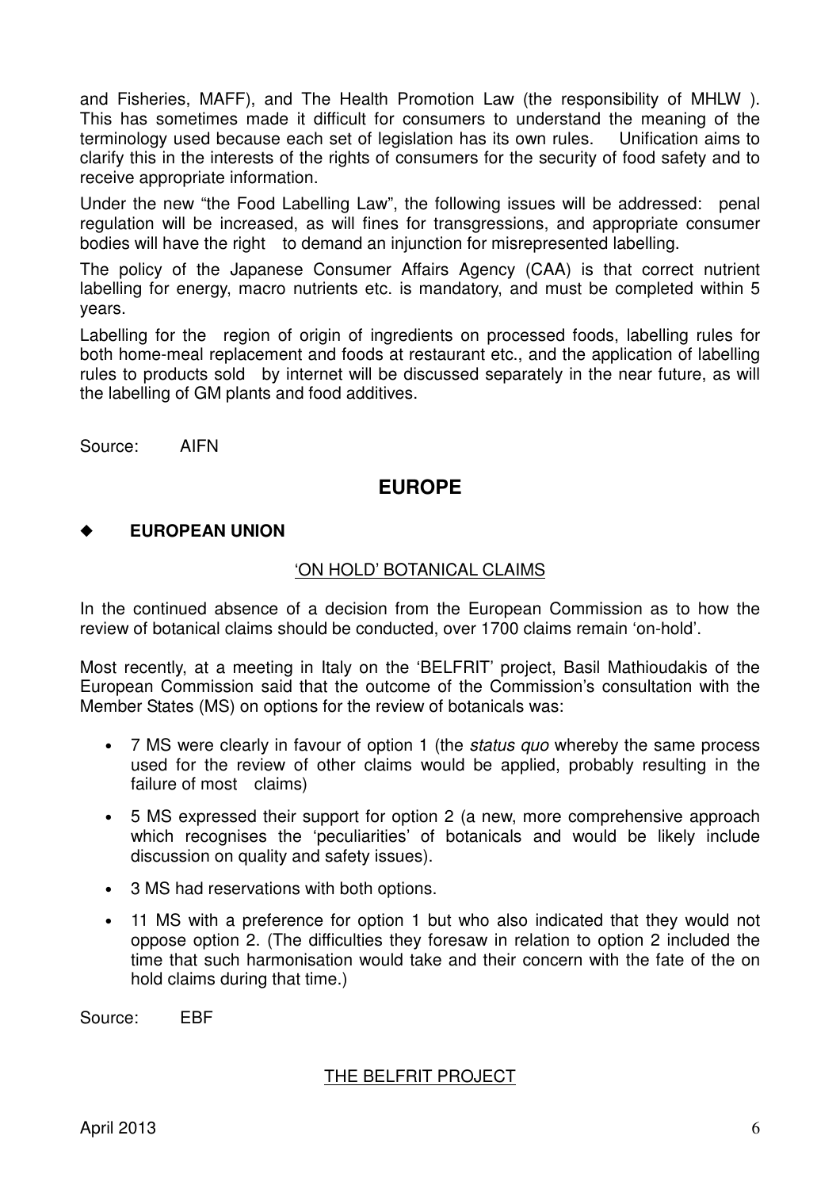and Fisheries, MAFF), and The Health Promotion Law (the responsibility of MHLW ). This has sometimes made it difficult for consumers to understand the meaning of the terminology used because each set of legislation has its own rules. Unification aims to clarify this in the interests of the rights of consumers for the security of food safety and to receive appropriate information.

Under the new "the Food Labelling Law", the following issues will be addressed: penal regulation will be increased, as will fines for transgressions, and appropriate consumer bodies will have the right to demand an injunction for misrepresented labelling.

The policy of the Japanese Consumer Affairs Agency (CAA) is that correct nutrient labelling for energy, macro nutrients etc. is mandatory, and must be completed within 5 years.

Labelling for the region of origin of ingredients on processed foods, labelling rules for both home-meal replacement and foods at restaurant etc., and the application of labelling rules to products sold by internet will be discussed separately in the near future, as will the labelling of GM plants and food additives.

Source: AIFN

## EUROPE

### ◆ EUROPEAN UNION

#### 'ON HOLD' BOTANICAL CLAIMS

In the continued absence of a decision from the European Commission as to how the review of botanical claims should be conducted, over 1700 claims remain 'on-hold'.

Most recently, at a meeting in Italy on the 'BELFRIT' project, Basil Mathioudakis of the European Commission said that the outcome of the Commission's consultation with the Member States (MS) on options for the review of botanicals was:

- 7 MS were clearly in favour of option 1 (the *status quo* whereby the same process used for the review of other claims would be applied, probably resulting in the failure of most claims)
- 5 MS expressed their support for option 2 (a new, more comprehensive approach which recognises the 'peculiarities' of botanicals and would be likely include discussion on quality and safety issues).
- 3 MS had reservations with both options.
- 11 MS with a preference for option 1 but who also indicated that they would not oppose option 2. (The difficulties they foresaw in relation to option 2 included the time that such harmonisation would take and their concern with the fate of the on hold claims during that time.)

Source: EBF

#### THE BELFRIT PROJECT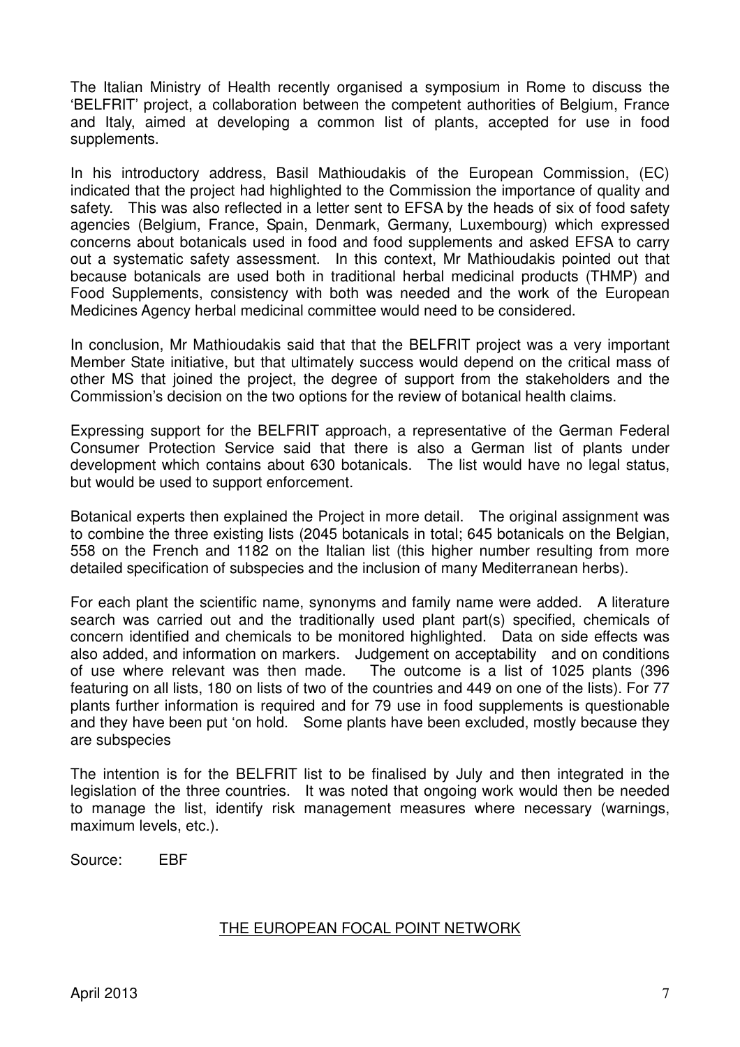The Italian Ministry of Health recently organised a symposium in Rome to discuss the 'BELFRIT' project, a collaboration between the competent authorities of Belgium, France and Italy, aimed at developing a common list of plants, accepted for use in food supplements.

In his introductory address, Basil Mathioudakis of the European Commission, (EC) indicated that the project had highlighted to the Commission the importance of quality and safety. This was also reflected in a letter sent to EFSA by the heads of six of food safety agencies (Belgium, France, Spain, Denmark, Germany, Luxembourg) which expressed concerns about botanicals used in food and food supplements and asked EFSA to carry out a systematic safety assessment. In this context, Mr Mathioudakis pointed out that because botanicals are used both in traditional herbal medicinal products (THMP) and Food Supplements, consistency with both was needed and the work of the European Medicines Agency herbal medicinal committee would need to be considered.

In conclusion, Mr Mathioudakis said that that the BELFRIT project was a very important Member State initiative, but that ultimately success would depend on the critical mass of other MS that joined the project, the degree of support from the stakeholders and the Commission's decision on the two options for the review of botanical health claims.

Expressing support for the BELFRIT approach, a representative of the German Federal Consumer Protection Service said that there is also a German list of plants under development which contains about 630 botanicals. The list would have no legal status, but would be used to support enforcement.

Botanical experts then explained the Project in more detail. The original assignment was to combine the three existing lists (2045 botanicals in total; 645 botanicals on the Belgian, 558 on the French and 1182 on the Italian list (this higher number resulting from more detailed specification of subspecies and the inclusion of many Mediterranean herbs).

For each plant the scientific name, synonyms and family name were added. A literature search was carried out and the traditionally used plant part(s) specified, chemicals of concern identified and chemicals to be monitored highlighted. Data on side effects was also added, and information on markers. Judgement on acceptability and on conditions of use where relevant was then made. The outcome is a list of 1025 plants (396 featuring on all lists, 180 on lists of two of the countries and 449 on one of the lists). For 77 plants further information is required and for 79 use in food supplements is questionable and they have been put 'on hold. Some plants have been excluded, mostly because they are subspecies

The intention is for the BELFRIT list to be finalised by July and then integrated in the legislation of the three countries. It was noted that ongoing work would then be needed to manage the list, identify risk management measures where necessary (warnings, maximum levels, etc.).

Source: EBF

## THE EUROPEAN FOCAL POINT NETWORK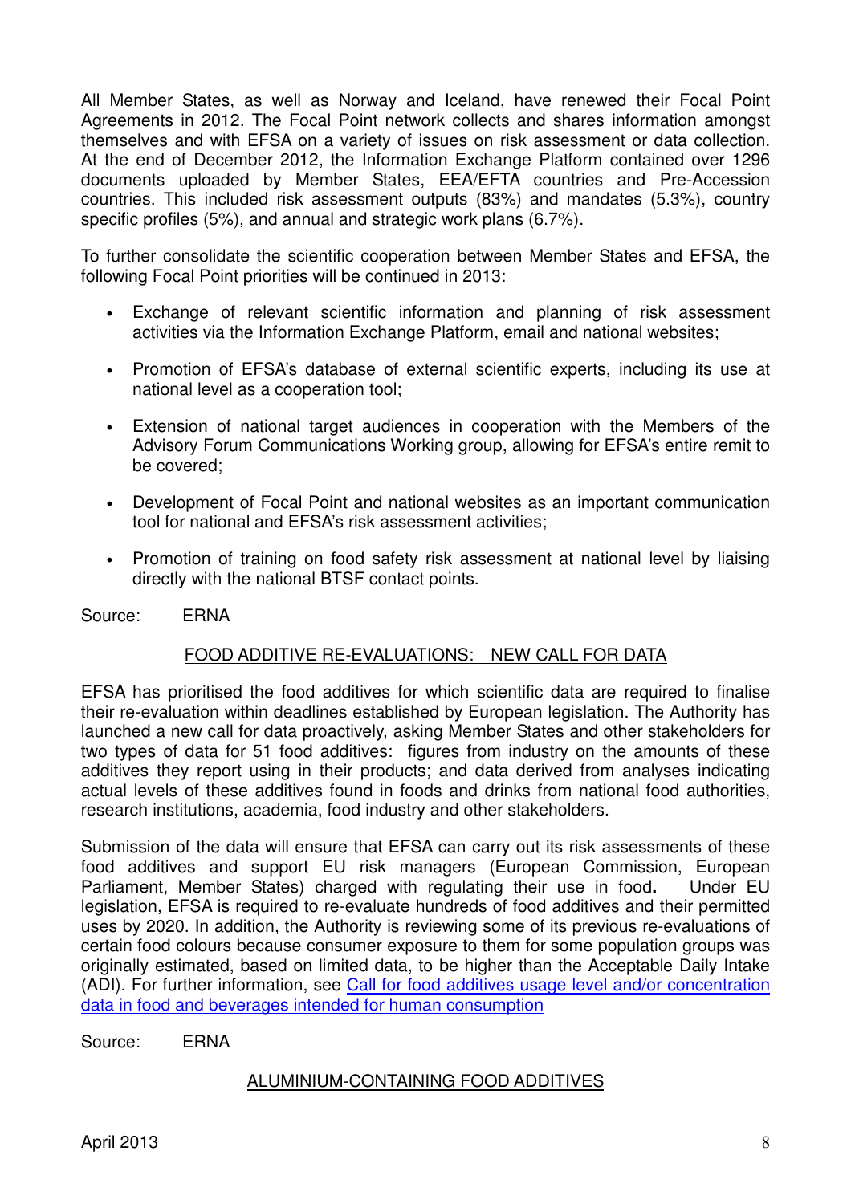All Member States, as well as Norway and Iceland, have renewed their Focal Point Agreements in 2012. The Focal Point network collects and shares information amongst themselves and with EFSA on a variety of issues on risk assessment or data collection. At the end of December 2012, the Information Exchange Platform contained over 1296 documents uploaded by Member States, EEA/EFTA countries and Pre-Accession countries. This included risk assessment outputs (83%) and mandates (5.3%), country specific profiles (5%), and annual and strategic work plans (6.7%).

To further consolidate the scientific cooperation between Member States and EFSA, the following Focal Point priorities will be continued in 2013:

- Exchange of relevant scientific information and planning of risk assessment activities via the Information Exchange Platform, email and national websites;
- Promotion of EFSA's database of external scientific experts, including its use at national level as a cooperation tool;
- Extension of national target audiences in cooperation with the Members of the Advisory Forum Communications Working group, allowing for EFSA's entire remit to be covered;
- Development of Focal Point and national websites as an important communication tool for national and EFSA's risk assessment activities;
- Promotion of training on food safety risk assessment at national level by liaising directly with the national BTSF contact points.

Source: ERNA

## FOOD ADDITIVE RE-EVALUATIONS: NEW CALL FOR DATA

EFSA has prioritised the food additives for which scientific data are required to finalise their re-evaluation within deadlines established by European legislation. The Authority has launched a new call for data proactively, asking Member States and other stakeholders for two types of data for 51 food additives: figures from industry on the amounts of these additives they report using in their products; and data derived from analyses indicating actual levels of these additives found in foods and drinks from national food authorities, research institutions, academia, food industry and other stakeholders.

Submission of the data will ensure that EFSA can carry out its risk assessments of these food additives and support EU risk managers (European Commission, European Parliament, Member States) charged with regulating their use in food**.** Under EU legislation, EFSA is required to re-evaluate hundreds of food additives and their permitted uses by 2020. In addition, the Authority is reviewing some of its previous re-evaluations of certain food colours because consumer exposure to them for some population groups was originally estimated, based on limited data, to be higher than the Acceptable Daily Intake (ADI). For further information, see Call for food additives usage level and/or concentration data in food and beverages intended for human consumption

Source: ERNA

## ALUMINIUM-CONTAINING FOOD ADDITIVES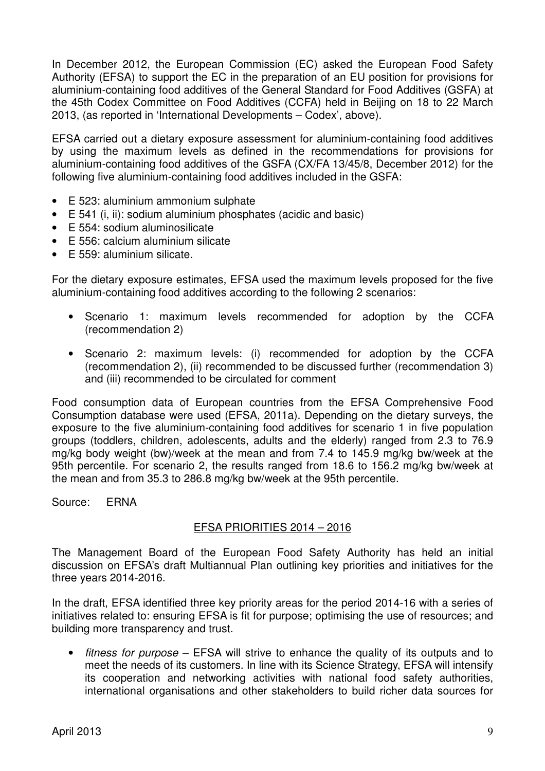In December 2012, the European Commission (EC) asked the European Food Safety Authority (EFSA) to support the EC in the preparation of an EU position for provisions for aluminium-containing food additives of the General Standard for Food Additives (GSFA) at the 45th Codex Committee on Food Additives (CCFA) held in Beijing on 18 to 22 March 2013, (as reported in 'International Developments – Codex', above).

EFSA carried out a dietary exposure assessment for aluminium-containing food additives by using the maximum levels as defined in the recommendations for provisions for aluminium-containing food additives of the GSFA (CX/FA 13/45/8, December 2012) for the following five aluminium-containing food additives included in the GSFA:

- E 523: aluminium ammonium sulphate
- E 541 (i, ii): sodium aluminium phosphates (acidic and basic)
- E 554: sodium aluminosilicate
- E 556: calcium aluminium silicate
- E 559: aluminium silicate.

For the dietary exposure estimates, EFSA used the maximum levels proposed for the five aluminium-containing food additives according to the following 2 scenarios:

- Scenario 1: maximum levels recommended for adoption by the CCFA (recommendation 2)
- Scenario 2: maximum levels: (i) recommended for adoption by the CCFA (recommendation 2), (ii) recommended to be discussed further (recommendation 3) and (iii) recommended to be circulated for comment

Food consumption data of European countries from the EFSA Comprehensive Food Consumption database were used (EFSA, 2011a). Depending on the dietary surveys, the exposure to the five aluminium-containing food additives for scenario 1 in five population groups (toddlers, children, adolescents, adults and the elderly) ranged from 2.3 to 76.9 mg/kg body weight (bw)/week at the mean and from 7.4 to 145.9 mg/kg bw/week at the 95th percentile. For scenario 2, the results ranged from 18.6 to 156.2 mg/kg bw/week at the mean and from 35.3 to 286.8 mg/kg bw/week at the 95th percentile.

Source: ERNA

## EFSA PRIORITIES 2014 – 2016

The Management Board of the European Food Safety Authority has held an initial discussion on EFSA's draft Multiannual Plan outlining key priorities and initiatives for the three years 2014-2016.

In the draft, EFSA identified three key priority areas for the period 2014-16 with a series of initiatives related to: ensuring EFSA is fit for purpose; optimising the use of resources; and building more transparency and trust.

- *fitness for purpose* – EFSA will strive to enhance the quality of its outputs and to meet the needs of its customers. In line with its Science Strategy, EFSA will intensify its cooperation and networking activities with national food safety authorities, international organisations and other stakeholders to build richer data sources for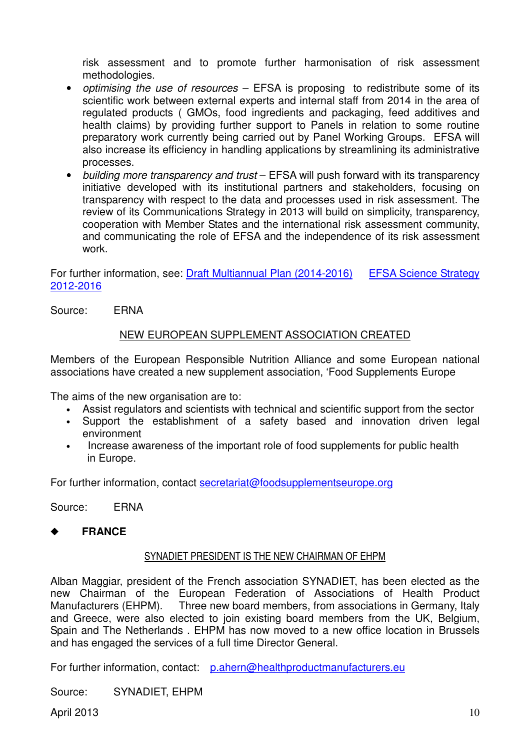risk assessment and to promote further harmonisation of risk assessment methodologies.

- *optimising the use of resources* – EFSA is proposing to redistribute some of its scientific work between external experts and internal staff from 2014 in the area of regulated products ( GMOs, food ingredients and packaging, feed additives and health claims) by providing further support to Panels in relation to some routine preparatory work currently being carried out by Panel Working Groups. EFSA will also increase its efficiency in handling applications by streamlining its administrative processes.
- *building more transparency and trust* – EFSA will push forward with its transparency initiative developed with its institutional partners and stakeholders, focusing on transparency with respect to the data and processes used in risk assessment. The review of its Communications Strategy in 2013 will build on simplicity, transparency, cooperation with Member States and the international risk assessment community, and communicating the role of EFSA and the independence of its risk assessment work.

For further information, see: Draft Multiannual Plan (2014-2016) EFSA Science Strategy 2012-2016

Source: ERNA

## NEW EUROPEAN SUPPLEMENT ASSOCIATION CREATED

Members of the European Responsible Nutrition Alliance and some European national associations have created a new supplement association, 'Food Supplements Europe

The aims of the new organisation are to:

- Assist regulators and scientists with technical and scientific support from the sector
- Support the establishment of a safety based and innovation driven legal environment
- Increase awareness of the important role of food supplements for public health in Europe.

For further information, contact secretariat@foodsupplementseurope.org

Source: ERNA

## ◆ FRANCE

### SYNADIET PRESIDENT IS THE NEW CHAIRMAN OF EHPM

Alban Maggiar, president of the French association SYNADIET, has been elected as the new Chairman of the European Federation of Associations of Health Product Manufacturers (EHPM). Three new board members, from associations in Germany, Italy and Greece, were also elected to join existing board members from the UK, Belgium, Spain and The Netherlands . EHPM has now moved to a new office location in Brussels and has engaged the services of a full time Director General.

For further information, contact: p.ahern@healthproductmanufacturers.eu

Source: SYNADIET, EHPM

April 2013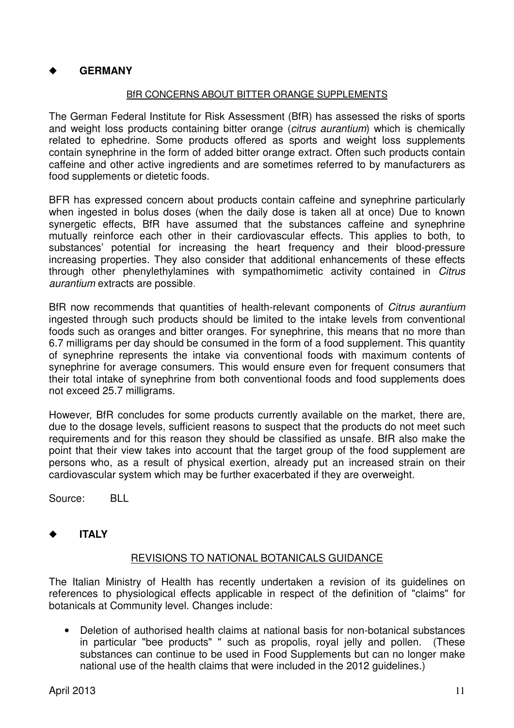## ◆ GERMANY

### BfR CONCERNS ABOUT BITTER ORANGE SUPPLEMENTS

The German Federal Institute for Risk Assessment (BfR) has assessed the risks of sports and weight loss products containing bitter orange (*citrus aurantium*) which is chemically related to ephedrine. Some products offered as sports and weight loss supplements contain synephrine in the form of added bitter orange extract. Often such products contain caffeine and other active ingredients and are sometimes referred to by manufacturers as food supplements or dietetic foods.

BFR has expressed concern about products contain caffeine and synephrine particularly when ingested in bolus doses (when the daily dose is taken all at once) Due to known synergetic effects, BfR have assumed that the substances caffeine and synephrine mutually reinforce each other in their cardiovascular effects. This applies to both, to substances' potential for increasing the heart frequency and their blood-pressure increasing properties. They also consider that additional enhancements of these effects through other phenylethylamines with sympathomimetic activity contained in *Citrus aurantium* extracts are possible.

BfR now recommends that quantities of health-relevant components of *Citrus aurantium* ingested through such products should be limited to the intake levels from conventional foods such as oranges and bitter oranges. For synephrine, this means that no more than 6.7 milligrams per day should be consumed in the form of a food supplement. This quantity of synephrine represents the intake via conventional foods with maximum contents of synephrine for average consumers. This would ensure even for frequent consumers that their total intake of synephrine from both conventional foods and food supplements does not exceed 25.7 milligrams.

However, BfR concludes for some products currently available on the market, there are, due to the dosage levels, sufficient reasons to suspect that the products do not meet such requirements and for this reason they should be classified as unsafe. BfR also make the point that their view takes into account that the target group of the food supplement are persons who, as a result of physical exertion, already put an increased strain on their cardiovascular system which may be further exacerbated if they are overweight.

Source: BLL

## ◆ ITALY

### REVISIONS TO NATIONAL BOTANICALS GUIDANCE

The Italian Ministry of Health has recently undertaken a revision of its guidelines on references to physiological effects applicable in respect of the definition of "claims" for botanicals at Community level. Changes include:

- Deletion of authorised health claims at national basis for non-botanical substances in particular "bee products" " such as propolis, royal jelly and pollen. (These substances can continue to be used in Food Supplements but can no longer make national use of the health claims that were included in the 2012 guidelines.)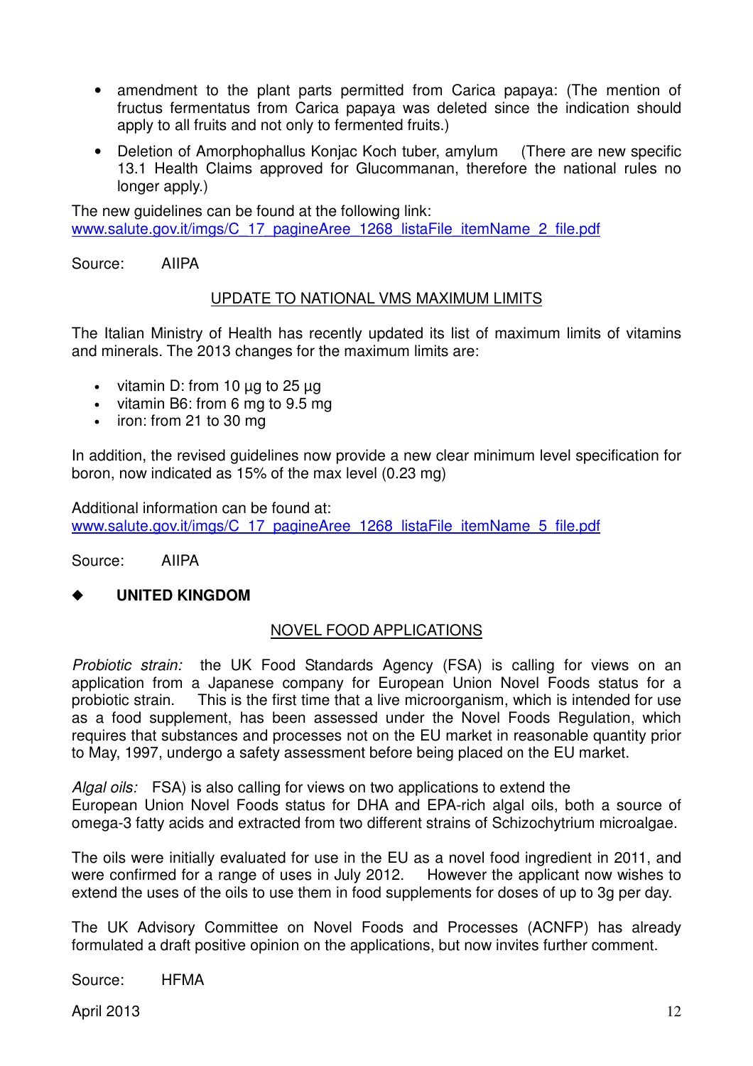- amendment to the plant parts permitted from Carica papaya: (The mention of fructus fermentatus from Carica papaya was deleted since the indication should apply to all fruits and not only to fermented fruits.)
- Deletion of Amorphophallus Konjac Koch tuber, amylum (There are new specific 13.1 Health Claims approved for Glucommanan, therefore the national rules no longer apply.)

The new guidelines can be found at the following link:
www.salute.gov.it/imgs/C_17_pagineAree_1268_listaFile_itemName_2_file.pdf

Source: AIIPA

### UPDATE TO NATIONAL VMS MAXIMUM LIMITS

The Italian Ministry of Health has recently updated its list of maximum limits of vitamins and minerals. The 2013 changes for the maximum limits are:

- vitamin D: from 10 µg to 25 µg
- vitamin B6: from 6 mg to 9.5 mg
- iron: from 21 to 30 mg

In addition, the revised guidelines now provide a new clear minimum level specification for boron, now indicated as 15% of the max level (0.23 mg)

Additional information can be found at:
www.salute.gov.it/imgs/C_17_pagineAree_1268_listaFile_itemName_5_file.pdf

Source: AIIPA

## ◆ UNITED KINGDOM

### NOVEL FOOD APPLICATIONS

*Probiotic strain:* the UK Food Standards Agency (FSA) is calling for views on an application from a Japanese company for European Union Novel Foods status for a probiotic strain. This is the first time that a live microorganism, which is intended for use as a food supplement, has been assessed under the Novel Foods Regulation, which requires that substances and processes not on the EU market in reasonable quantity prior to May, 1997, undergo a safety assessment before being placed on the EU market.

*Algal oils:* FSA) is also calling for views on two applications to extend the European Union Novel Foods status for DHA and EPA-rich algal oils, both a source of omega-3 fatty acids and extracted from two different strains of Schizochytrium microalgae.

The oils were initially evaluated for use in the EU as a novel food ingredient in 2011, and were confirmed for a range of uses in July 2012. However the applicant now wishes to extend the uses of the oils to use them in food supplements for doses of up to 3g per day.

The UK Advisory Committee on Novel Foods and Processes (ACNFP) has already formulated a draft positive opinion on the applications, but now invites further comment.

Source: HFMA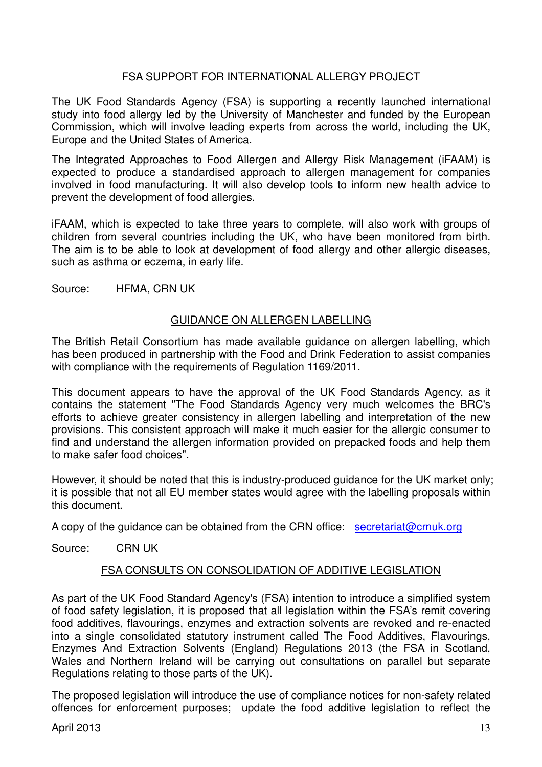## FSA SUPPORT FOR INTERNATIONAL ALLERGY PROJECT

The UK Food Standards Agency (FSA) is supporting a recently launched international study into food allergy led by the University of Manchester and funded by the European Commission, which will involve leading experts from across the world, including the UK, Europe and the United States of America.

The Integrated Approaches to Food Allergen and Allergy Risk Management (iFAAM) is expected to produce a standardised approach to allergen management for companies involved in food manufacturing. It will also develop tools to inform new health advice to prevent the development of food allergies.

iFAAM, which is expected to take three years to complete, will also work with groups of children from several countries including the UK, who have been monitored from birth. The aim is to be able to look at development of food allergy and other allergic diseases, such as asthma or eczema, in early life.

Source: HFMA, CRN UK

## GUIDANCE ON ALLERGEN LABELLING

The British Retail Consortium has made available guidance on allergen labelling, which has been produced in partnership with the Food and Drink Federation to assist companies with compliance with the requirements of Regulation 1169/2011.

This document appears to have the approval of the UK Food Standards Agency, as it contains the statement "The Food Standards Agency very much welcomes the BRC's efforts to achieve greater consistency in allergen labelling and interpretation of the new provisions. This consistent approach will make it much easier for the allergic consumer to find and understand the allergen information provided on prepacked foods and help them to make safer food choices".

However, it should be noted that this is industry-produced guidance for the UK market only; it is possible that not all EU member states would agree with the labelling proposals within this document.

A copy of the guidance can be obtained from the CRN office: secretariat@crnuk.org

Source: CRN UK

## FSA CONSULTS ON CONSOLIDATION OF ADDITIVE LEGISLATION

As part of the UK Food Standard Agency's (FSA) intention to introduce a simplified system of food safety legislation, it is proposed that all legislation within the FSA's remit covering food additives, flavourings, enzymes and extraction solvents are revoked and re-enacted into a single consolidated statutory instrument called The Food Additives, Flavourings, Enzymes And Extraction Solvents (England) Regulations 2013 (the FSA in Scotland, Wales and Northern Ireland will be carrying out consultations on parallel but separate Regulations relating to those parts of the UK).

The proposed legislation will introduce the use of compliance notices for non-safety related offences for enforcement purposes; update the food additive legislation to reflect the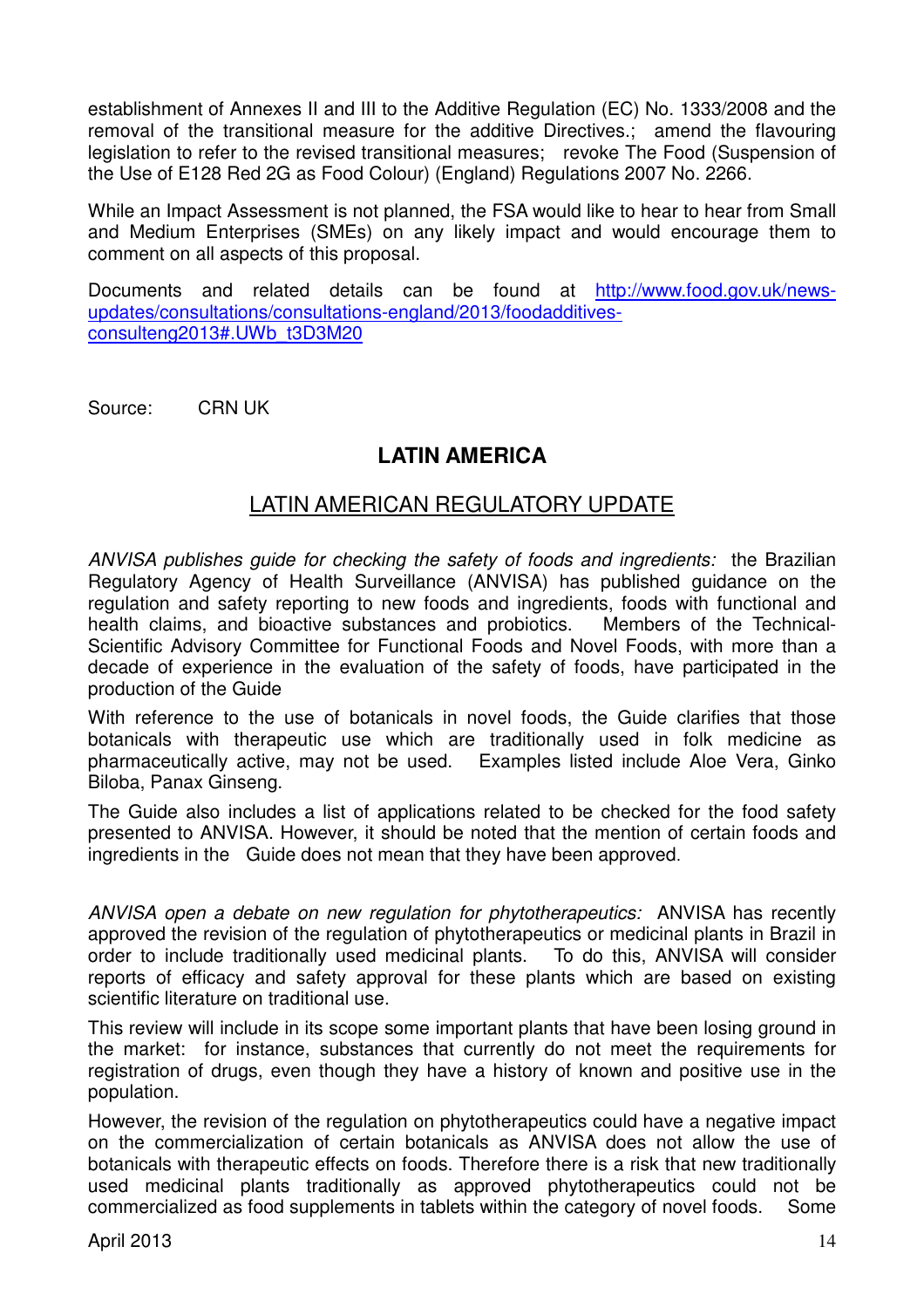establishment of Annexes II and III to the Additive Regulation (EC) No. 1333/2008 and the removal of the transitional measure for the additive Directives.; amend the flavouring legislation to refer to the revised transitional measures; revoke The Food (Suspension of the Use of E128 Red 2G as Food Colour) (England) Regulations 2007 No. 2266.

While an Impact Assessment is not planned, the FSA would like to hear to hear from Small and Medium Enterprises (SMEs) on any likely impact and would encourage them to comment on all aspects of this proposal.

Documents and related details can be found at [http://www.food.gov.uk/news-updates/consultations/consultations-england/2013/foodadditives-consulteng2013#.UWb_t3D3M20](http://www.food.gov.uk/news-updates/consultations/consultations-england/2013/foodadditives-consulteng2013#.UWb_t3D3M20)

Source: CRN UK

## LATIN AMERICA

### LATIN AMERICAN REGULATORY UPDATE

*ANVISA publishes guide for checking the safety of foods and ingredients:* the Brazilian Regulatory Agency of Health Surveillance (ANVISA) has published guidance on the regulation and safety reporting to new foods and ingredients, foods with functional and health claims, and bioactive substances and probiotics. Members of the Technical-Scientific Advisory Committee for Functional Foods and Novel Foods, with more than a decade of experience in the evaluation of the safety of foods, have participated in the production of the Guide

With reference to the use of botanicals in novel foods, the Guide clarifies that those botanicals with therapeutic use which are traditionally used in folk medicine as pharmaceutically active, may not be used. Examples listed include Aloe Vera, Ginko Biloba, Panax Ginseng.

The Guide also includes a list of applications related to be checked for the food safety presented to ANVISA. However, it should be noted that the mention of certain foods and ingredients in the Guide does not mean that they have been approved.

*ANVISA open a debate on new regulation for phytotherapeutics:* ANVISA has recently approved the revision of the regulation of phytotherapeutics or medicinal plants in Brazil in order to include traditionally used medicinal plants. To do this, ANVISA will consider reports of efficacy and safety approval for these plants which are based on existing scientific literature on traditional use.

This review will include in its scope some important plants that have been losing ground in the market: for instance, substances that currently do not meet the requirements for registration of drugs, even though they have a history of known and positive use in the population.

However, the revision of the regulation on phytotherapeutics could have a negative impact on the commercialization of certain botanicals as ANVISA does not allow the use of botanicals with therapeutic effects on foods. Therefore there is a risk that new traditionally used medicinal plants traditionally as approved phytotherapeutics could not be commercialized as food supplements in tablets within the category of novel foods. Some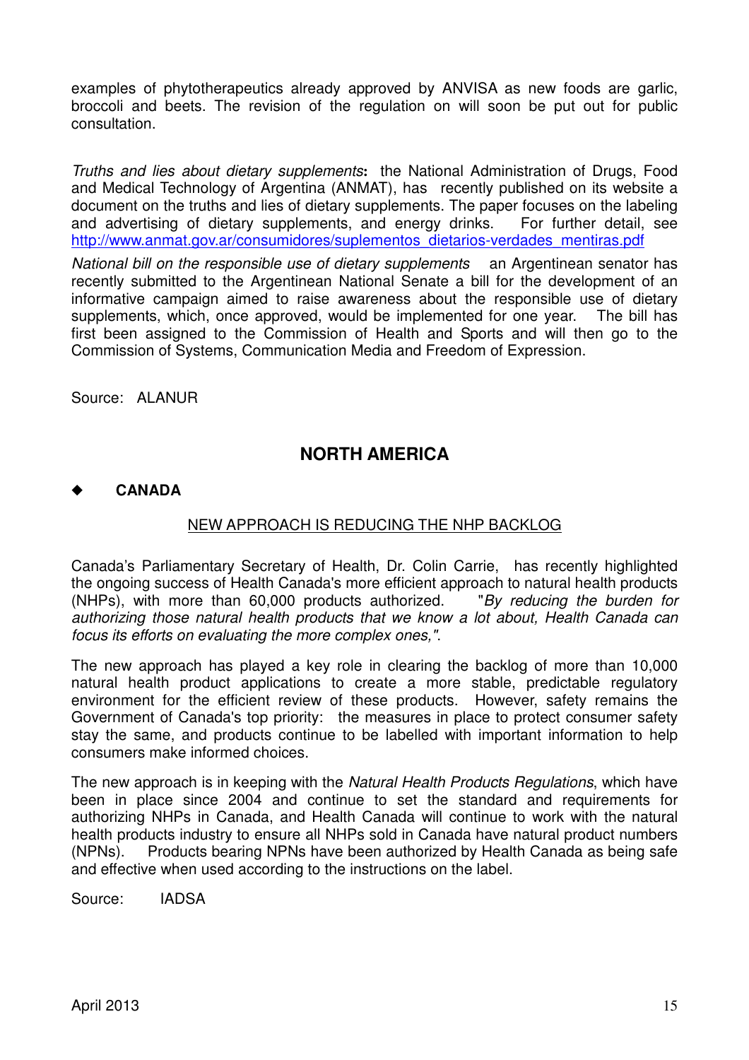examples of phytotherapeutics already approved by ANVISA as new foods are garlic, broccoli and beets. The revision of the regulation on will soon be put out for public consultation.

*Truths and lies about dietary supplements***:** the National Administration of Drugs, Food and Medical Technology of Argentina (ANMAT), has recently published on its website a document on the truths and lies of dietary supplements. The paper focuses on the labeling and advertising of dietary supplements, and energy drinks. For further detail, see http://www.anmat.gov.ar/consumidores/suplementos_dietarios-verdades_mentiras.pdf

*National bill on the responsible use of dietary supplements* an Argentinean senator has recently submitted to the Argentinean National Senate a bill for the development of an informative campaign aimed to raise awareness about the responsible use of dietary supplements, which, once approved, would be implemented for one year. The bill has first been assigned to the Commission of Health and Sports and will then go to the Commission of Systems, Communication Media and Freedom of Expression.

Source: ALANUR

## NORTH AMERICA

### ◆ CANADA

#### NEW APPROACH IS REDUCING THE NHP BACKLOG

Canada's Parliamentary Secretary of Health, Dr. Colin Carrie, has recently highlighted the ongoing success of Health Canada's more efficient approach to natural health products (NHPs), with more than 60,000 products authorized. "*By reducing the burden for authorizing those natural health products that we know a lot about, Health Canada can focus its efforts on evaluating the more complex ones,"*.

The new approach has played a key role in clearing the backlog of more than 10,000 natural health product applications to create a more stable, predictable regulatory environment for the efficient review of these products. However, safety remains the Government of Canada's top priority: the measures in place to protect consumer safety stay the same, and products continue to be labelled with important information to help consumers make informed choices.

The new approach is in keeping with the *Natural Health Products Regulations*, which have been in place since 2004 and continue to set the standard and requirements for authorizing NHPs in Canada, and Health Canada will continue to work with the natural health products industry to ensure all NHPs sold in Canada have natural product numbers (NPNs). Products bearing NPNs have been authorized by Health Canada as being safe and effective when used according to the instructions on the label.

Source: IADSA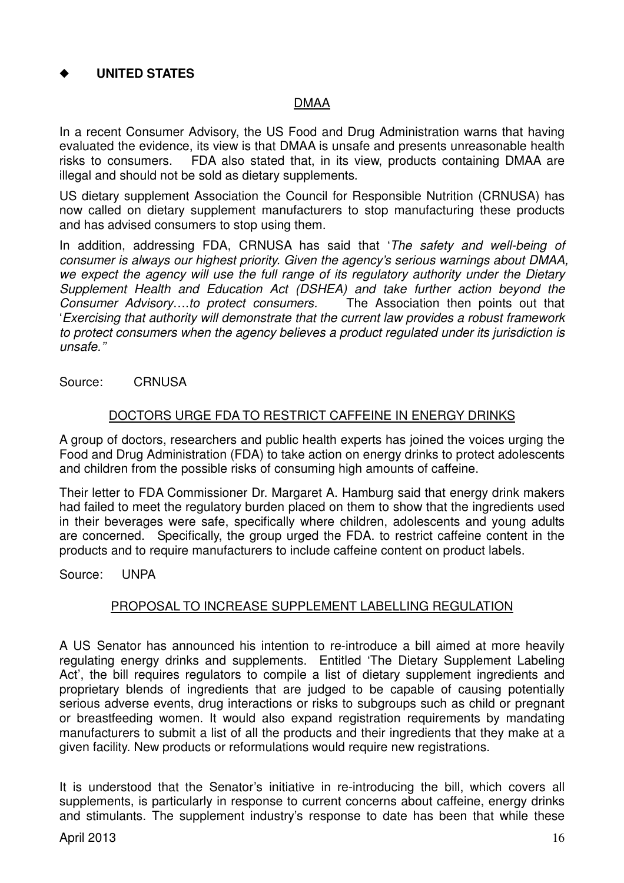## ◆ UNITED STATES

### DMAA

In a recent Consumer Advisory, the US Food and Drug Administration warns that having evaluated the evidence, its view is that DMAA is unsafe and presents unreasonable health risks to consumers. FDA also stated that, in its view, products containing DMAA are illegal and should not be sold as dietary supplements.

US dietary supplement Association the Council for Responsible Nutrition (CRNUSA) has now called on dietary supplement manufacturers to stop manufacturing these products and has advised consumers to stop using them.

In addition, addressing FDA, CRNUSA has said that '*The safety and well-being of consumer is always our highest priority. Given the agency's serious warnings about DMAA, we expect the agency will use the full range of its regulatory authority under the Dietary Supplement Health and Education Act (DSHEA) and take further action beyond the Consumer Advisory….to protect consumers.* The Association then points out that '*Exercising that authority will demonstrate that the current law provides a robust framework to protect consumers when the agency believes a product regulated under its jurisdiction is unsafe."*

Source: CRNUSA

### DOCTORS URGE FDA TO RESTRICT CAFFEINE IN ENERGY DRINKS

A group of doctors, researchers and public health experts has joined the voices urging the Food and Drug Administration (FDA) to take action on energy drinks to protect adolescents and children from the possible risks of consuming high amounts of caffeine.

Their letter to FDA Commissioner Dr. Margaret A. Hamburg said that energy drink makers had failed to meet the regulatory burden placed on them to show that the ingredients used in their beverages were safe, specifically where children, adolescents and young adults are concerned. Specifically, the group urged the FDA. to restrict caffeine content in the products and to require manufacturers to include caffeine content on product labels.

Source: UNPA

### PROPOSAL TO INCREASE SUPPLEMENT LABELLING REGULATION

A US Senator has announced his intention to re-introduce a bill aimed at more heavily regulating energy drinks and supplements. Entitled 'The Dietary Supplement Labeling Act', the bill requires regulators to compile a list of dietary supplement ingredients and proprietary blends of ingredients that are judged to be capable of causing potentially serious adverse events, drug interactions or risks to subgroups such as child or pregnant or breastfeeding women. It would also expand registration requirements by mandating manufacturers to submit a list of all the products and their ingredients that they make at a given facility. New products or reformulations would require new registrations.

It is understood that the Senator's initiative in re-introducing the bill, which covers all supplements, is particularly in response to current concerns about caffeine, energy drinks and stimulants. The supplement industry's response to date has been that while these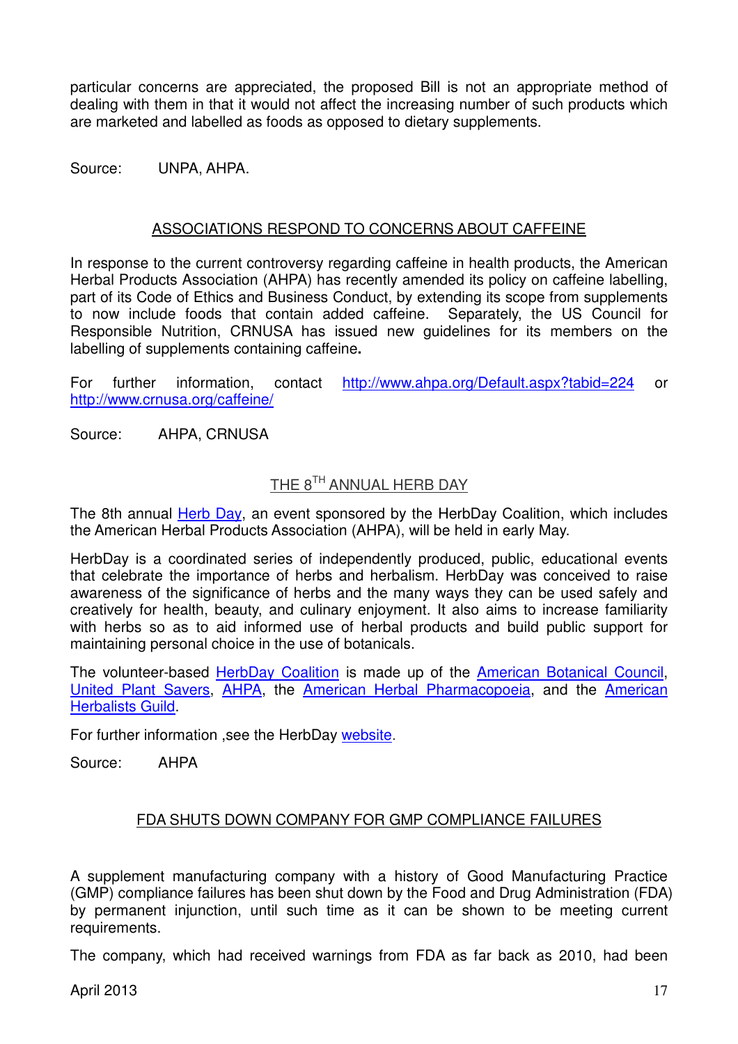particular concerns are appreciated, the proposed Bill is not an appropriate method of dealing with them in that it would not affect the increasing number of such products which are marketed and labelled as foods as opposed to dietary supplements.

Source: UNPA, AHPA.

## ASSOCIATIONS RESPOND TO CONCERNS ABOUT CAFFEINE

In response to the current controversy regarding caffeine in health products, the American Herbal Products Association (AHPA) has recently amended its policy on caffeine labelling, part of its Code of Ethics and Business Conduct, by extending its scope from supplements to now include foods that contain added caffeine. Separately, the US Council for Responsible Nutrition, CRNUSA has issued new guidelines for its members on the labelling of supplements containing caffeine**.**

For further information, contact http://www.ahpa.org/Default.aspx?tabid=224 or http://www.crnusa.org/caffeine/

Source: AHPA, CRNUSA

## THE 8TH ANNUAL HERB DAY

The 8th annual Herb Day, an event sponsored by the HerbDay Coalition, which includes the American Herbal Products Association (AHPA), will be held in early May.

HerbDay is a coordinated series of independently produced, public, educational events that celebrate the importance of herbs and herbalism. HerbDay was conceived to raise awareness of the significance of herbs and the many ways they can be used safely and creatively for health, beauty, and culinary enjoyment. It also aims to increase familiarity with herbs so as to aid informed use of herbal products and build public support for maintaining personal choice in the use of botanicals.

The volunteer-based HerbDay Coalition is made up of the American Botanical Council, United Plant Savers, AHPA, the American Herbal Pharmacopoeia, and the American Herbalists Guild.

For further information ,see the HerbDay website.

Source: AHPA

## FDA SHUTS DOWN COMPANY FOR GMP COMPLIANCE FAILURES

A supplement manufacturing company with a history of Good Manufacturing Practice (GMP) compliance failures has been shut down by the Food and Drug Administration (FDA) by permanent injunction, until such time as it can be shown to be meeting current requirements.

The company, which had received warnings from FDA as far back as 2010, had been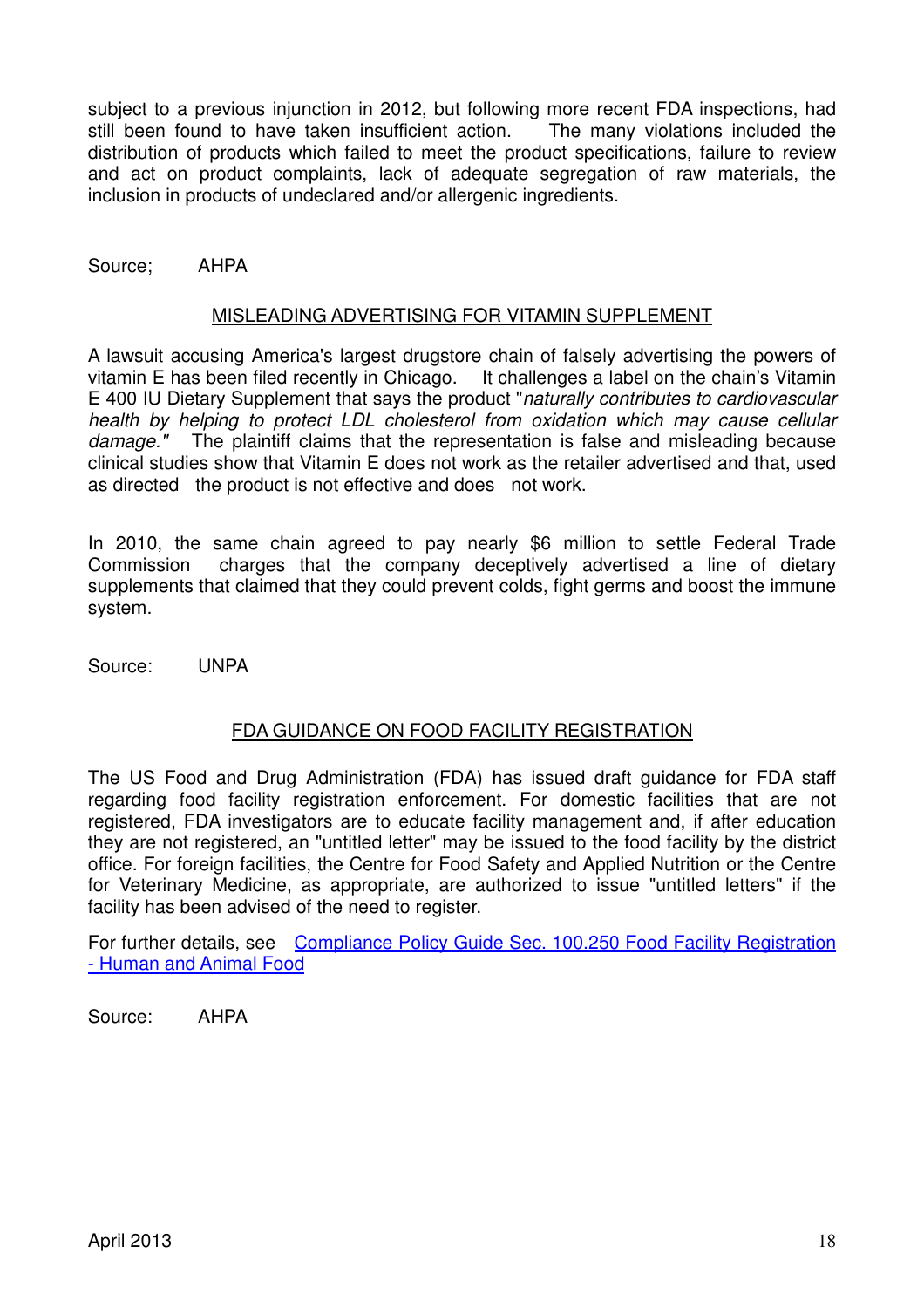subject to a previous injunction in 2012, but following more recent FDA inspections, had still been found to have taken insufficient action. The many violations included the distribution of products which failed to meet the product specifications, failure to review and act on product complaints, lack of adequate segregation of raw materials, the inclusion in products of undeclared and/or allergenic ingredients.

Source; AHPA

## MISLEADING ADVERTISING FOR VITAMIN SUPPLEMENT

A lawsuit accusing America's largest drugstore chain of falsely advertising the powers of vitamin E has been filed recently in Chicago. It challenges a label on the chain's Vitamin E 400 IU Dietary Supplement that says the product "*naturally contributes to cardiovascular health by helping to protect LDL cholesterol from oxidation which may cause cellular damage.*" The plaintiff claims that the representation is false and misleading because clinical studies show that Vitamin E does not work as the retailer advertised and that, used as directed the product is not effective and does not work.

In 2010, the same chain agreed to pay nearly $6 million to settle Federal Trade Commission charges that the company deceptively advertised a line of dietary supplements that claimed that they could prevent colds, fight germs and boost the immune system.

Source: UNPA

## FDA GUIDANCE ON FOOD FACILITY REGISTRATION

The US Food and Drug Administration (FDA) has issued draft guidance for FDA staff regarding food facility registration enforcement. For domestic facilities that are not registered, FDA investigators are to educate facility management and, if after education they are not registered, an "untitled letter" may be issued to the food facility by the district office. For foreign facilities, the Centre for Food Safety and Applied Nutrition or the Centre for Veterinary Medicine, as appropriate, are authorized to issue "untitled letters" if the facility has been advised of the need to register.

For further details, see [Compliance Policy Guide Sec. 100.250 Food Facility Registration - Human and Animal Food]

Source: AHPA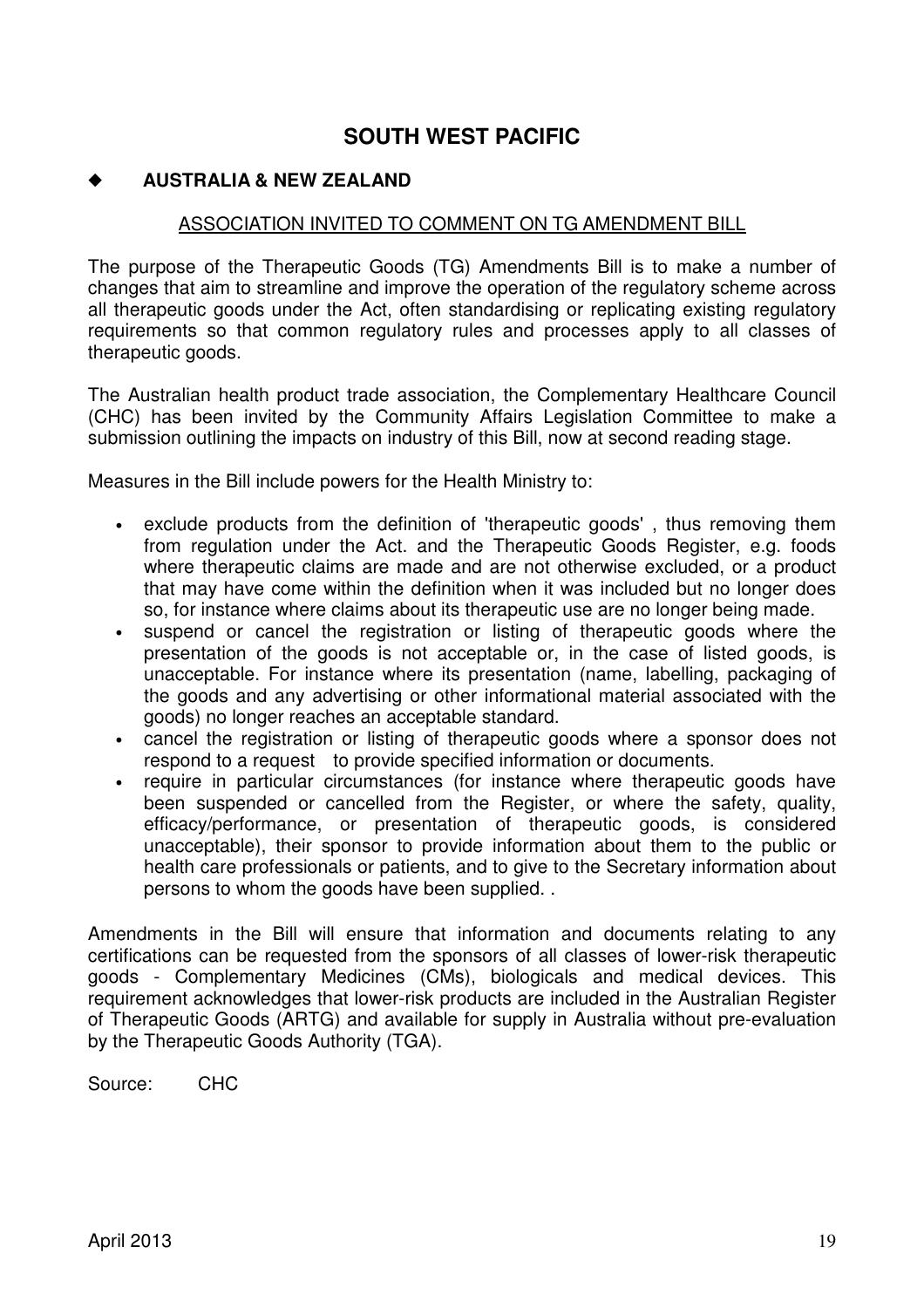# SOUTH WEST PACIFIC

## ◆ AUSTRALIA & NEW ZEALAND

### ASSOCIATION INVITED TO COMMENT ON TG AMENDMENT BILL

The purpose of the Therapeutic Goods (TG) Amendments Bill is to make a number of changes that aim to streamline and improve the operation of the regulatory scheme across all therapeutic goods under the Act, often standardising or replicating existing regulatory requirements so that common regulatory rules and processes apply to all classes of therapeutic goods.

The Australian health product trade association, the Complementary Healthcare Council (CHC) has been invited by the Community Affairs Legislation Committee to make a submission outlining the impacts on industry of this Bill, now at second reading stage.

Measures in the Bill include powers for the Health Ministry to:

- exclude products from the definition of 'therapeutic goods' , thus removing them from regulation under the Act. and the Therapeutic Goods Register, e.g. foods where therapeutic claims are made and are not otherwise excluded, or a product that may have come within the definition when it was included but no longer does so, for instance where claims about its therapeutic use are no longer being made.
- suspend or cancel the registration or listing of therapeutic goods where the presentation of the goods is not acceptable or, in the case of listed goods, is unacceptable. For instance where its presentation (name, labelling, packaging of the goods and any advertising or other informational material associated with the goods) no longer reaches an acceptable standard.
- cancel the registration or listing of therapeutic goods where a sponsor does not respond to a request to provide specified information or documents.
- require in particular circumstances (for instance where therapeutic goods have been suspended or cancelled from the Register, or where the safety, quality, efficacy/performance, or presentation of therapeutic goods, is considered unacceptable), their sponsor to provide information about them to the public or health care professionals or patients, and to give to the Secretary information about persons to whom the goods have been supplied. .

Amendments in the Bill will ensure that information and documents relating to any certifications can be requested from the sponsors of all classes of lower-risk therapeutic goods - Complementary Medicines (CMs), biologicals and medical devices. This requirement acknowledges that lower-risk products are included in the Australian Register of Therapeutic Goods (ARTG) and available for supply in Australia without pre-evaluation by the Therapeutic Goods Authority (TGA).

Source: CHC

April 2013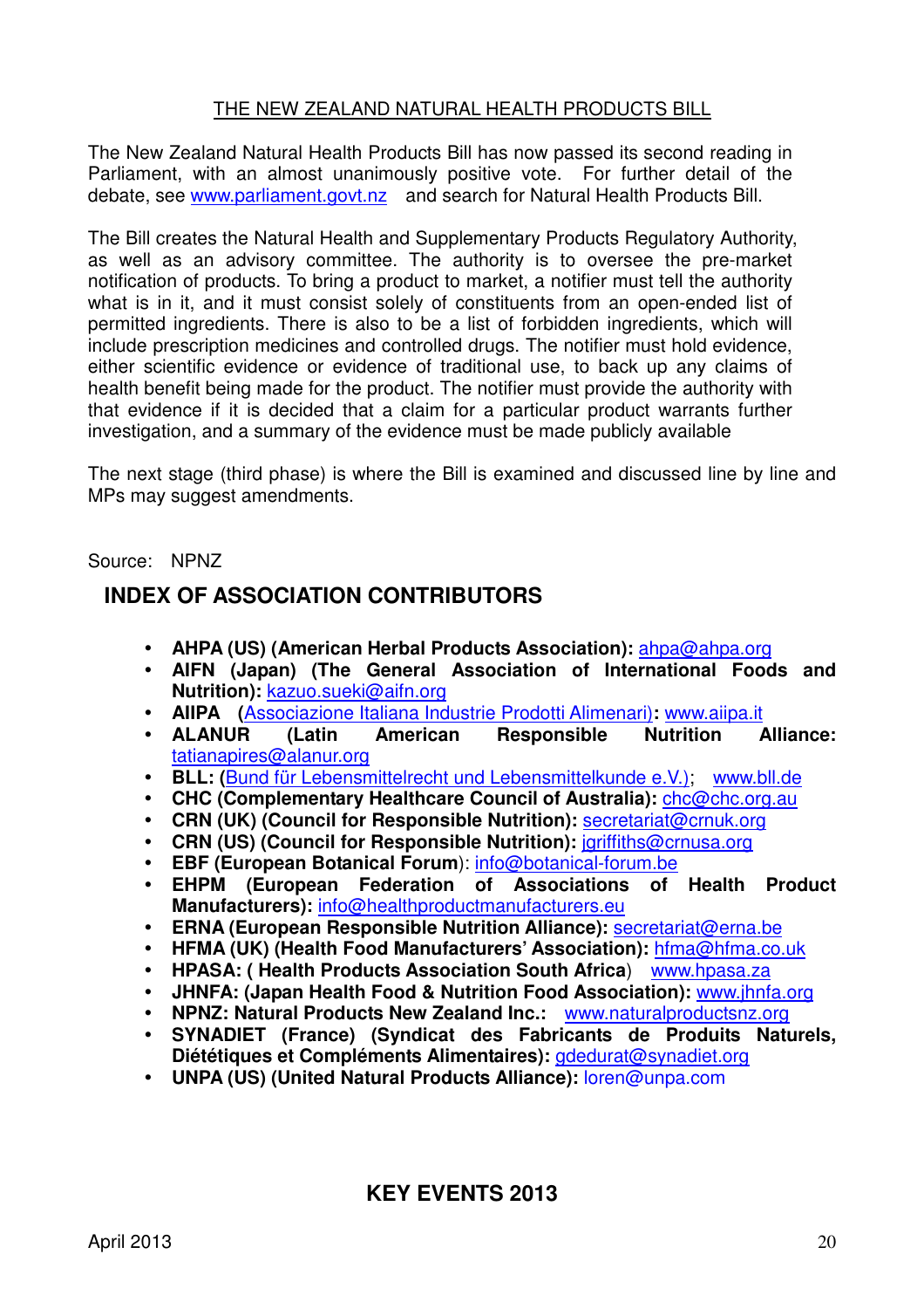## THE NEW ZEALAND NATURAL HEALTH PRODUCTS BILL

The New Zealand Natural Health Products Bill has now passed its second reading in Parliament, with an almost unanimously positive vote. For further detail of the debate, see www.parliament.govt.nz and search for Natural Health Products Bill.

The Bill creates the Natural Health and Supplementary Products Regulatory Authority, as well as an advisory committee. The authority is to oversee the pre-market notification of products. To bring a product to market, a notifier must tell the authority what is in it, and it must consist solely of constituents from an open-ended list of permitted ingredients. There is also to be a list of forbidden ingredients, which will include prescription medicines and controlled drugs. The notifier must hold evidence, either scientific evidence or evidence of traditional use, to back up any claims of health benefit being made for the product. The notifier must provide the authority with that evidence if it is decided that a claim for a particular product warrants further investigation, and a summary of the evidence must be made publicly available

The next stage (third phase) is where the Bill is examined and discussed line by line and MPs may suggest amendments.

Source: NPNZ

## INDEX OF ASSOCIATION CONTRIBUTORS

- **AHPA (US) (American Herbal Products Association):** ahpa@ahpa.org
- **AIFN (Japan) (The General Association of International Foods and Nutrition):** kazuo.sueki@aifn.org
- **AIIPA (**Associazione Italiana Industrie Prodotti Alimenari)**:** www.aiipa.it
- **ALANUR (Latin American Responsible Nutrition Alliance:** tatianapires@alanur.org
- **BLL: (**Bund für Lebensmittelrecht und Lebensmittelkunde e.V.); www.bll.de
- **CHC (Complementary Healthcare Council of Australia):** chc@chc.org.au
- **CRN (UK) (Council for Responsible Nutrition):** secretariat@crnuk.org
- **CRN (US) (Council for Responsible Nutrition):** jgriffiths@crnusa.org
- **EBF (European Botanical Forum**): info@botanical-forum.be
- **EHPM (European Federation of Associations of Health Product Manufacturers):** info@healthproductmanufacturers.eu
- **ERNA (European Responsible Nutrition Alliance):** secretariat@erna.be
- **HFMA (UK) (Health Food Manufacturers' Association):** hfma@hfma.co.uk
- **HPASA: ( Health Products Association South Africa**) www.hpasa.za
- **JHNFA: (Japan Health Food & Nutrition Food Association):** www.jhnfa.org
- **NPNZ: Natural Products New Zealand Inc.:** www.naturalproductsnz.org
- **SYNADIET (France) (Syndicat des Fabricants de Produits Naturels, Diététiques et Compléments Alimentaires):** gdedurat@synadiet.org
- **UNPA (US) (United Natural Products Alliance):** loren@unpa.com

## KEY EVENTS 2013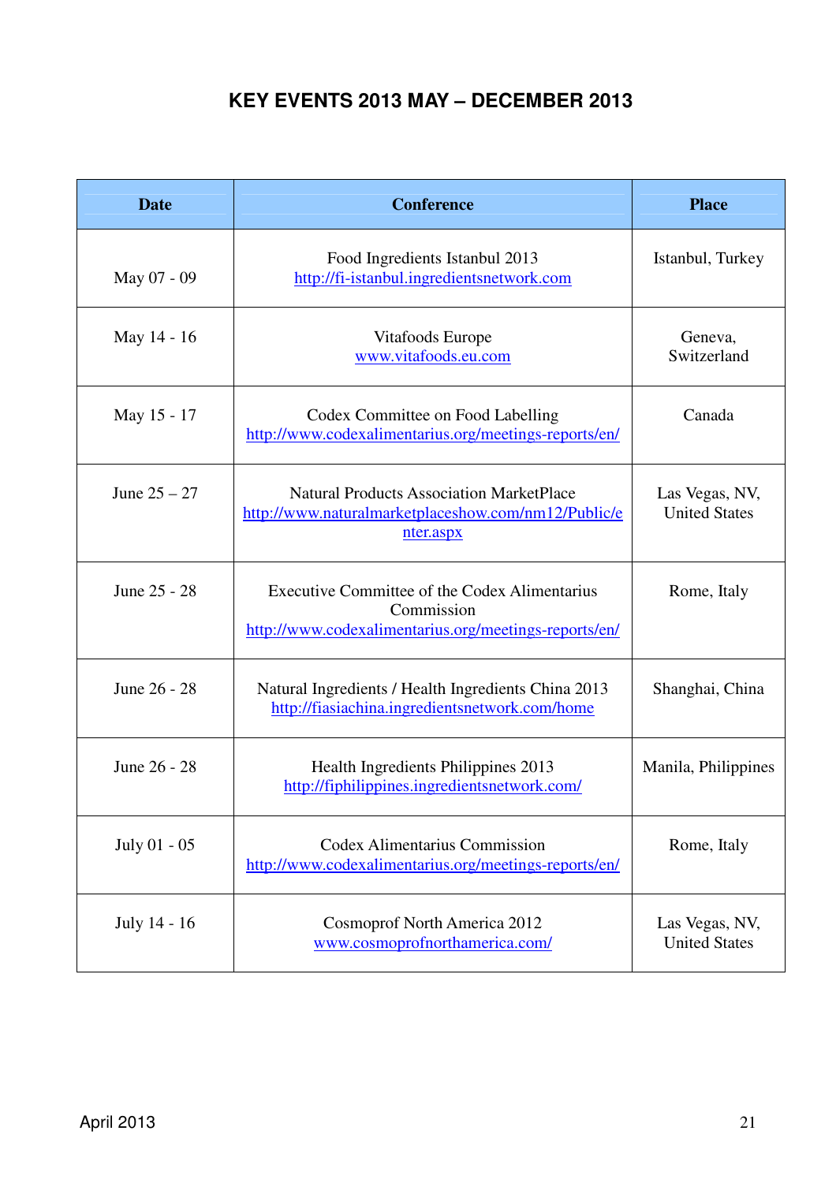# KEY EVENTS 2013 MAY – DECEMBER 2013

| Date | Conference | Place |
|---|---|---|
| May 07 - 09 | Food Ingredients Istanbul 2013 http://fi-istanbul.ingredientsnetwork.com | Istanbul, Turkey |
| May 14 - 16 | Vitafoods Europe www.vitafoods.eu.com | Geneva, Switzerland |
| May 15 - 17 | Codex Committee on Food Labelling http://www.codexalimentarius.org/meetings-reports/en/ | Canada |
| June 25 – 27 | Natural Products Association MarketPlace http://www.naturalmarketplaceshow.com/nm12/Public/enter.aspx | Las Vegas, NV, United States |
| June 25 - 28 | Executive Committee of the Codex Alimentarius Commission http://www.codexalimentarius.org/meetings-reports/en/ | Rome, Italy |
| June 26 - 28 | Natural Ingredients / Health Ingredients China 2013 http://fiasiachina.ingredientsnetwork.com/home | Shanghai, China |
| June 26 - 28 | Health Ingredients Philippines 2013 http://fiphilippines.ingredientsnetwork.com/ | Manila, Philippines |
| July 01 - 05 | Codex Alimentarius Commission http://www.codexalimentarius.org/meetings-reports/en/ | Rome, Italy |
| July 14 - 16 | Cosmoprof North America 2012 www.cosmoprofnorthamerica.com/ | Las Vegas, NV, United States |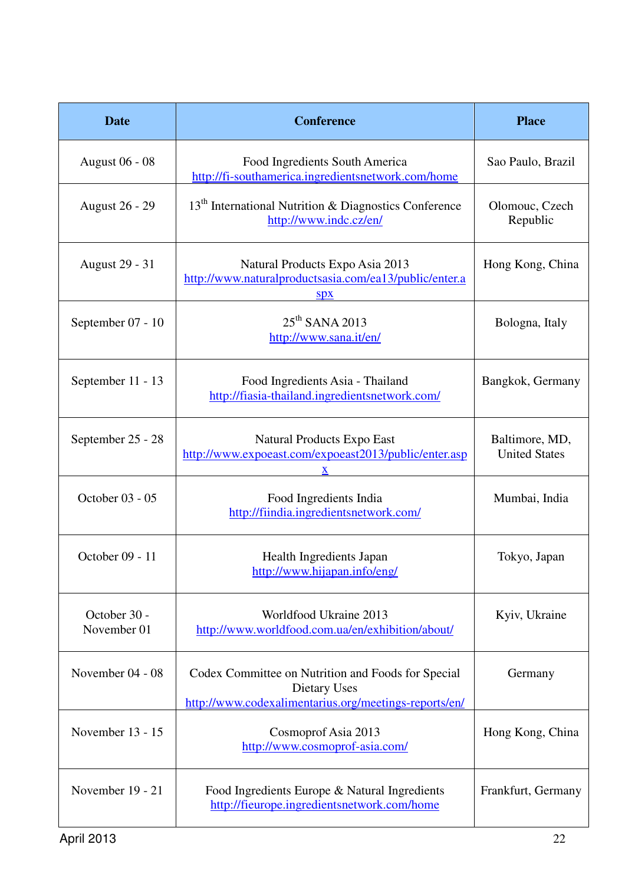| Date | Conference | Place |
|---|---|---|
| August 06 - 08 | Food Ingredients South America http://fi-southamerica.ingredientsnetwork.com/home | Sao Paulo, Brazil |
| August 26 - 29 | 13th International Nutrition & Diagnostics Conference http://www.indc.cz/en/ | Olomouc, Czech Republic |
| August 29 - 31 | Natural Products Expo Asia 2013 http://www.naturalproductsasia.com/ea13/public/enter.aspx | Hong Kong, China |
| September 07 - 10 | 25th SANA 2013 http://www.sana.it/en/ | Bologna, Italy |
| September 11 - 13 | Food Ingredients Asia - Thailand http://fiasia-thailand.ingredientsnetwork.com/ | Bangkok, Germany |
| September 25 - 28 | Natural Products Expo East http://www.expoeast.com/expoeast2013/public/enter.aspx | Baltimore, MD, United States |
| October 03 - 05 | Food Ingredients India http://fiindia.ingredientsnetwork.com/ | Mumbai, India |
| October 09 - 11 | Health Ingredients Japan http://www.hijapan.info/eng/ | Tokyo, Japan |
| October 30 - November 01 | Worldfood Ukraine 2013 http://www.worldfood.com.ua/en/exhibition/about/ | Kyiv, Ukraine |
| November 04 - 08 | Codex Committee on Nutrition and Foods for Special Dietary Uses http://www.codexalimentarius.org/meetings-reports/en/ | Germany |
| November 13 - 15 | Cosmoprof Asia 2013 http://www.cosmoprof-asia.com/ | Hong Kong, China |
| November 19 - 21 | Food Ingredients Europe & Natural Ingredients http://fieurope.ingredientsnetwork.com/home | Frankfurt, Germany |

April 2013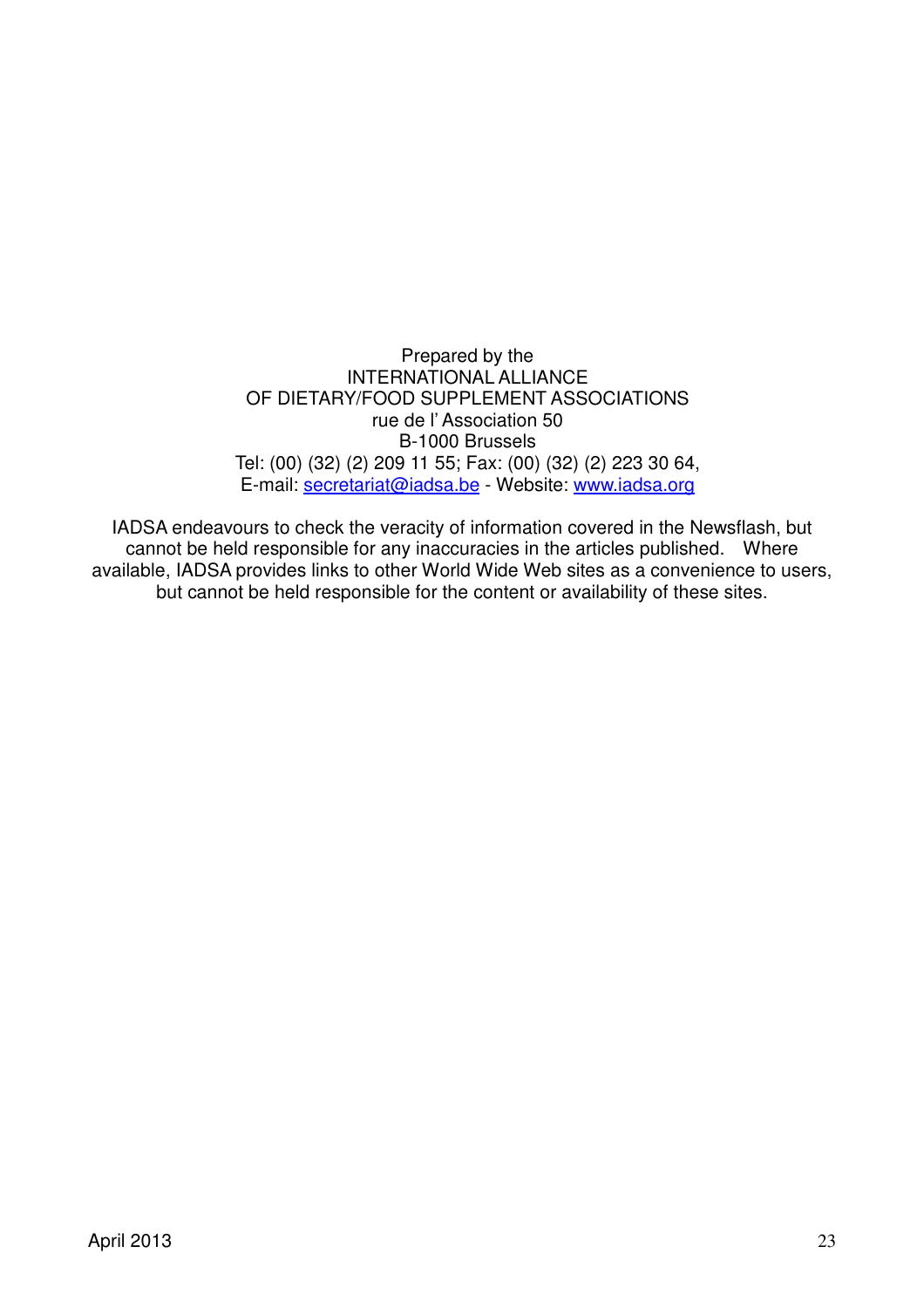Prepared by the
INTERNATIONAL ALLIANCE
OF DIETARY/FOOD SUPPLEMENT ASSOCIATIONS
rue de l' Association 50
B-1000 Brussels
Tel: (00) (32) (2) 209 11 55; Fax: (00) (32) (2) 223 30 64,
E-mail: secretariat@iadsa.be - Website: www.iadsa.org

IADSA endeavours to check the veracity of information covered in the Newsflash, but cannot be held responsible for any inaccuracies in the articles published. Where available, IADSA provides links to other World Wide Web sites as a convenience to users, but cannot be held responsible for the content or availability of these sites.